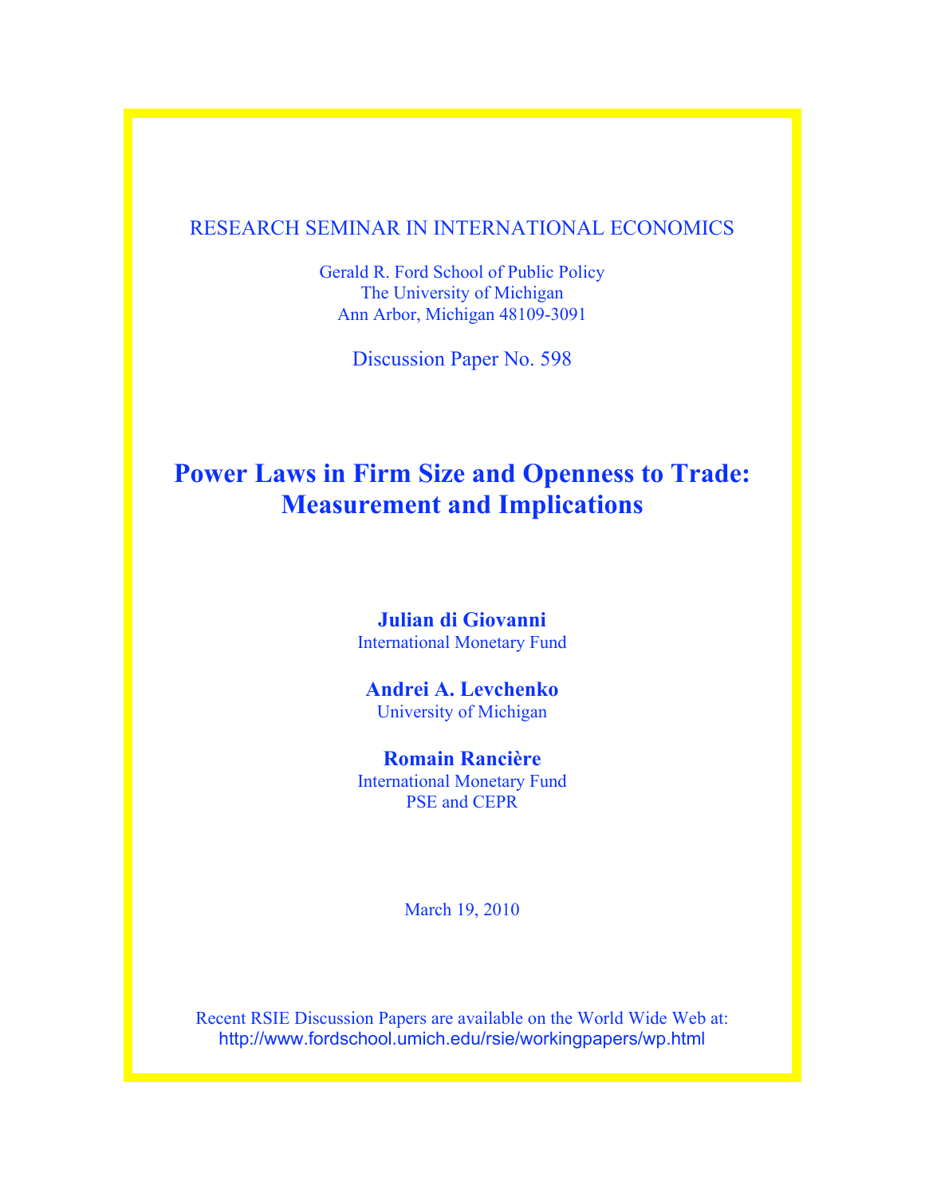RESEARCH SEMINAR IN INTERNATIONAL ECONOMICS

Gerald R. Ford School of Public Policy
The University of Michigan
Ann Arbor, Michigan 48109-3091

Discussion Paper No. 598

# Power Laws in Firm Size and Openness to Trade: Measurement and Implications

**Julian di Giovanni**
International Monetary Fund

**Andrei A. Levchenko**
University of Michigan

**Romain Rancière**
International Monetary Fund
PSE and CEPR

March 19, 2010

Recent RSIE Discussion Papers are available on the World Wide Web at:
http://www.fordschool.umich.edu/rsie/workingpapers/wp.html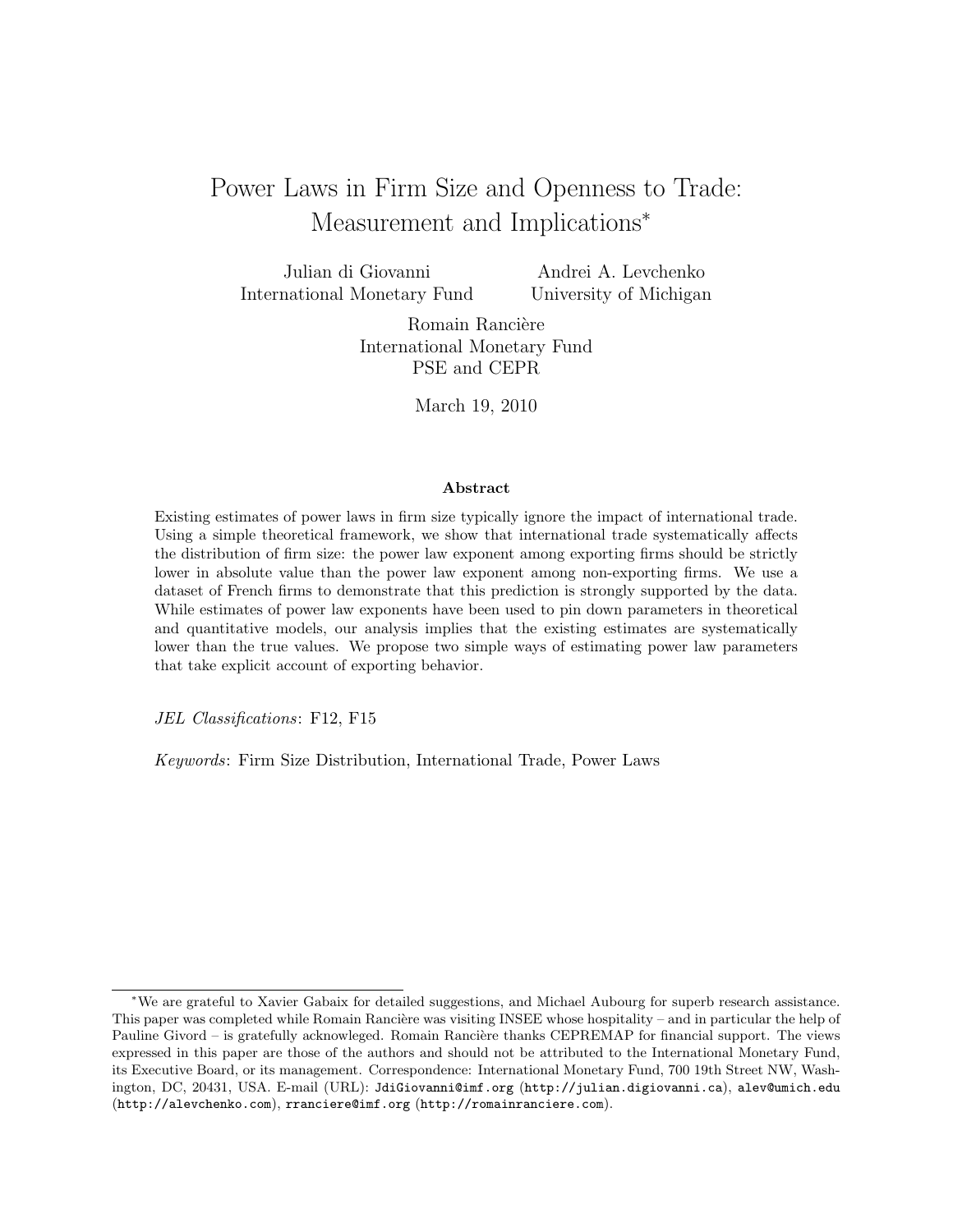# Power Laws in Firm Size and Openness to Trade: Measurement and Implications*

Julian di Giovanni
International Monetary Fund

Andrei A. Levchenko
University of Michigan

Romain Rancière
International Monetary Fund
PSE and CEPR

March 19, 2010

### Abstract

Existing estimates of power laws in firm size typically ignore the impact of international trade. Using a simple theoretical framework, we show that international trade systematically affects the distribution of firm size: the power law exponent among exporting firms should be strictly lower in absolute value than the power law exponent among non-exporting firms. We use a dataset of French firms to demonstrate that this prediction is strongly supported by the data. While estimates of power law exponents have been used to pin down parameters in theoretical and quantitative models, our analysis implies that the existing estimates are systematically lower than the true values. We propose two simple ways of estimating power law parameters that take explicit account of exporting behavior.

*JEL Classifications*: F12, F15

*Keywords*: Firm Size Distribution, International Trade, Power Laws

*We are grateful to Xavier Gabaix for detailed suggestions, and Michael Aubourg for superb research assistance. This paper was completed while Romain Rancière was visiting INSEE whose hospitality – and in particular the help of Pauline Givord – is gratefully acknowleged. Romain Rancière thanks CEPREMAP for financial support. The views expressed in this paper are those of the authors and should not be attributed to the International Monetary Fund, its Executive Board, or its management. Correspondence: International Monetary Fund, 700 19th Street NW, Washington, DC, 20431, USA. E-mail (URL): JdiGiovanni@imf.org (http://julian.digiovanni.ca), alev@umich.edu (http://alevchenko.com), rranciere@imf.org (http://romainranciere.com).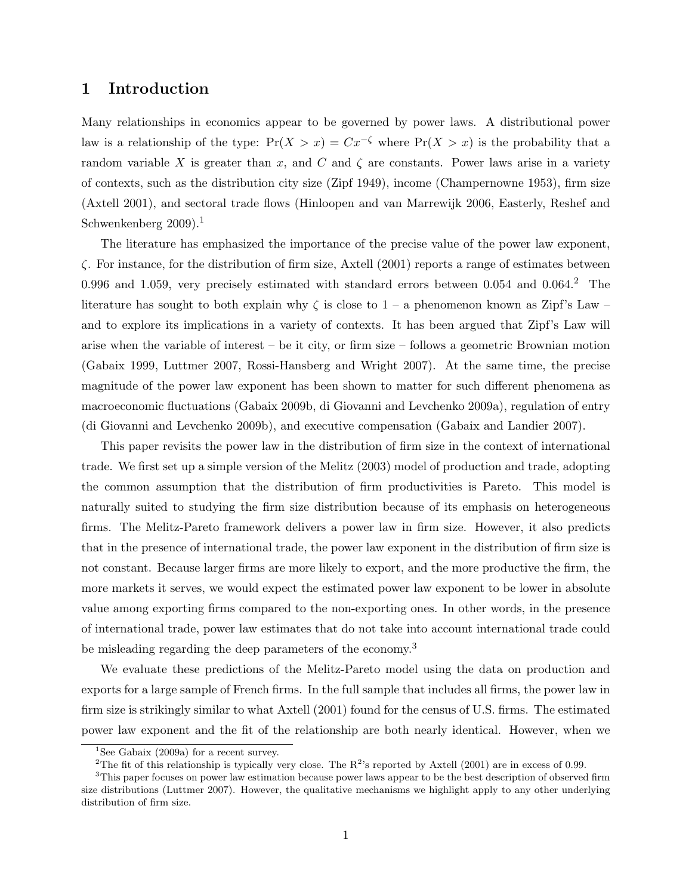# 1 Introduction

Many relationships in economics appear to be governed by power laws. A distributional power law is a relationship of the type: $\Pr(X > x) = Cx^{-\zeta}$ where $\Pr(X > x)$ is the probability that a random variable $X$ is greater than $x$, and $C$ and $\zeta$ are constants. Power laws arise in a variety of contexts, such as the distribution city size (Zipf 1949), income (Champernowne 1953), firm size (Axtell 2001), and sectoral trade flows (Hinloopen and van Marrewijk 2006, Easterly, Reshef and Schwenkenberg 2009).[1]

The literature has emphasized the importance of the precise value of the power law exponent, $\zeta$. For instance, for the distribution of firm size, Axtell (2001) reports a range of estimates between 0.996 and 1.059, very precisely estimated with standard errors between 0.054 and 0.064.[2] The literature has sought to both explain why $\zeta$ is close to 1 – a phenomenon known as Zipf's Law – and to explore its implications in a variety of contexts. It has been argued that Zipf's Law will arise when the variable of interest – be it city, or firm size – follows a geometric Brownian motion (Gabaix 1999, Luttmer 2007, Rossi-Hansberg and Wright 2007). At the same time, the precise magnitude of the power law exponent has been shown to matter for such different phenomena as macroeconomic fluctuations (Gabaix 2009b, di Giovanni and Levchenko 2009a), regulation of entry (di Giovanni and Levchenko 2009b), and executive compensation (Gabaix and Landier 2007).

This paper revisits the power law in the distribution of firm size in the context of international trade. We first set up a simple version of the Melitz (2003) model of production and trade, adopting the common assumption that the distribution of firm productivities is Pareto. This model is naturally suited to studying the firm size distribution because of its emphasis on heterogeneous firms. The Melitz-Pareto framework delivers a power law in firm size. However, it also predicts that in the presence of international trade, the power law exponent in the distribution of firm size is not constant. Because larger firms are more likely to export, and the more productive the firm, the more markets it serves, we would expect the estimated power law exponent to be lower in absolute value among exporting firms compared to the non-exporting ones. In other words, in the presence of international trade, power law estimates that do not take into account international trade could be misleading regarding the deep parameters of the economy.[3]

We evaluate these predictions of the Melitz-Pareto model using the data on production and exports for a large sample of French firms. In the full sample that includes all firms, the power law in firm size is strikingly similar to what Axtell (2001) found for the census of U.S. firms. The estimated power law exponent and the fit of the relationship are both nearly identical. However, when we

[1] See Gabaix (2009a) for a recent survey.

[2] The fit of this relationship is typically very close. The $R^2$'s reported by Axtell (2001) are in excess of 0.99.

[3] This paper focuses on power law estimation because power laws appear to be the best description of observed firm size distributions (Luttmer 2007). However, the qualitative mechanisms we highlight apply to any other underlying distribution of firm size.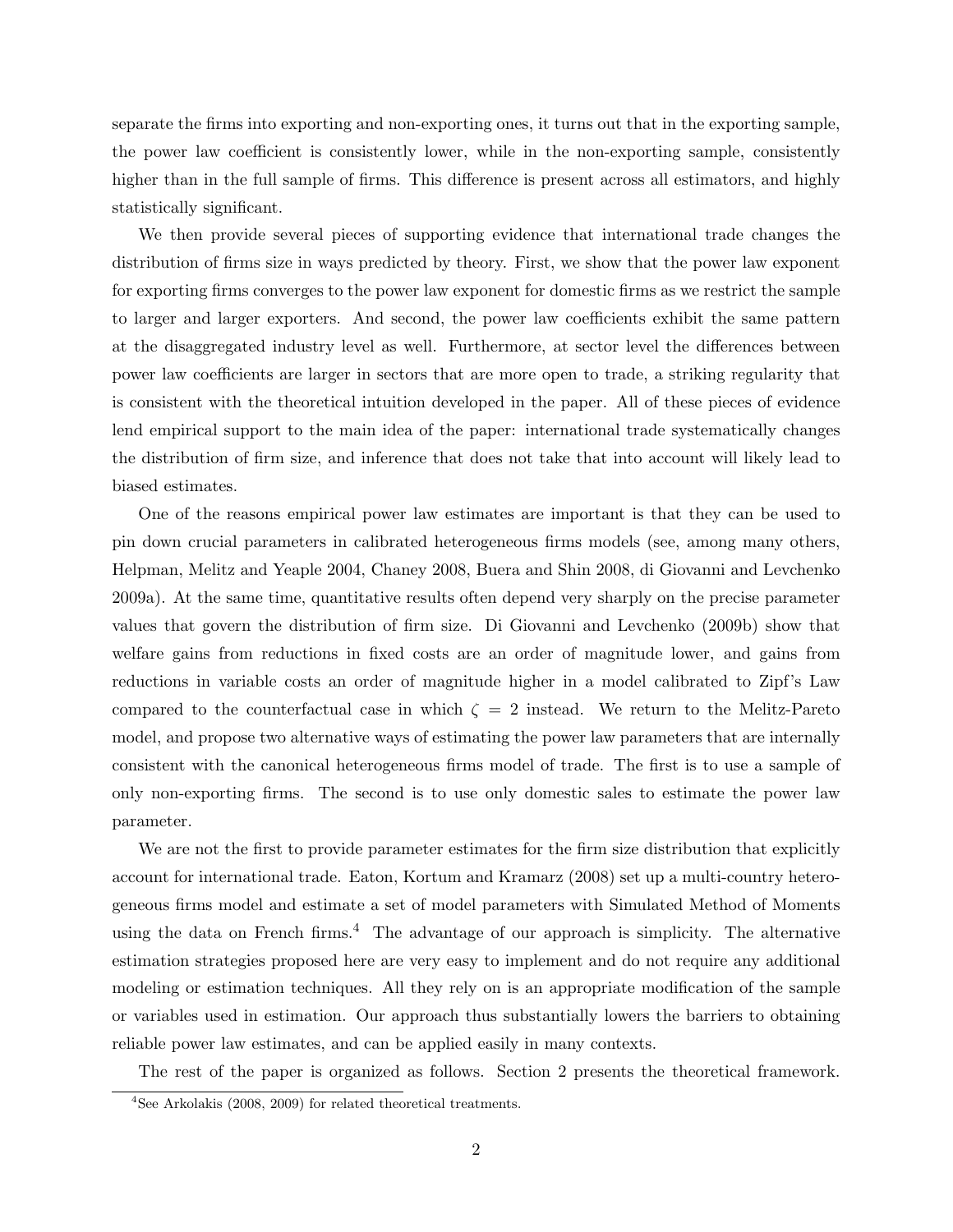separate the firms into exporting and non-exporting ones, it turns out that in the exporting sample, the power law coefficient is consistently lower, while in the non-exporting sample, consistently higher than in the full sample of firms. This difference is present across all estimators, and highly statistically significant.

We then provide several pieces of supporting evidence that international trade changes the distribution of firms size in ways predicted by theory. First, we show that the power law exponent for exporting firms converges to the power law exponent for domestic firms as we restrict the sample to larger and larger exporters. And second, the power law coefficients exhibit the same pattern at the disaggregated industry level as well. Furthermore, at sector level the differences between power law coefficients are larger in sectors that are more open to trade, a striking regularity that is consistent with the theoretical intuition developed in the paper. All of these pieces of evidence lend empirical support to the main idea of the paper: international trade systematically changes the distribution of firm size, and inference that does not take that into account will likely lead to biased estimates.

One of the reasons empirical power law estimates are important is that they can be used to pin down crucial parameters in calibrated heterogeneous firms models (see, among many others, Helpman, Melitz and Yeaple 2004, Chaney 2008, Buera and Shin 2008, di Giovanni and Levchenko 2009a). At the same time, quantitative results often depend very sharply on the precise parameter values that govern the distribution of firm size. Di Giovanni and Levchenko (2009b) show that welfare gains from reductions in fixed costs are an order of magnitude lower, and gains from reductions in variable costs an order of magnitude higher in a model calibrated to Zipf's Law compared to the counterfactual case in which $\zeta = 2$ instead. We return to the Melitz-Pareto model, and propose two alternative ways of estimating the power law parameters that are internally consistent with the canonical heterogeneous firms model of trade. The first is to use a sample of only non-exporting firms. The second is to use only domestic sales to estimate the power law parameter.

We are not the first to provide parameter estimates for the firm size distribution that explicitly account for international trade. Eaton, Kortum and Kramarz (2008) set up a multi-country heterogeneous firms model and estimate a set of model parameters with Simulated Method of Moments using the data on French firms.[4] The advantage of our approach is simplicity. The alternative estimation strategies proposed here are very easy to implement and do not require any additional modeling or estimation techniques. All they rely on is an appropriate modification of the sample or variables used in estimation. Our approach thus substantially lowers the barriers to obtaining reliable power law estimates, and can be applied easily in many contexts.

The rest of the paper is organized as follows. Section 2 presents the theoretical framework.

[4]See Arkolakis (2008, 2009) for related theoretical treatments.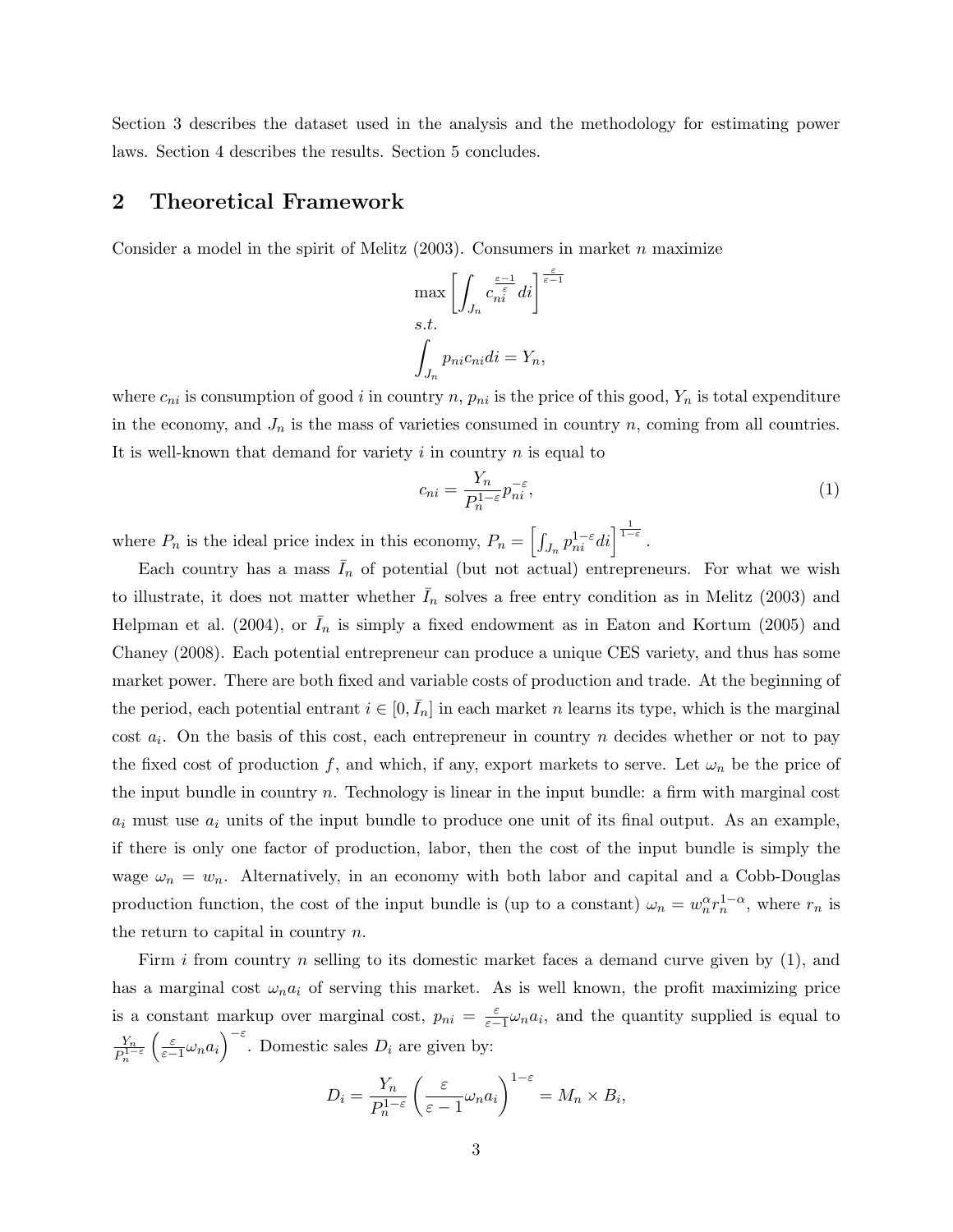Section 3 describes the dataset used in the analysis and the methodology for estimating power laws. Section 4 describes the results. Section 5 concludes.

## 2 Theoretical Framework

Consider a model in the spirit of Melitz (2003). Consumers in market $n$ maximize

$$\max \left[ \int_{J_n} c_{ni}^{\frac{\varepsilon-1}{\varepsilon}} di \right]^{\frac{\varepsilon}{\varepsilon-1}}$$

$$s.t.$$

$$\int_{J_n} p_{ni} c_{ni} di = Y_n,$$

where $c_{ni}$ is consumption of good $i$ in country $n$, $p_{ni}$ is the price of this good, $Y_n$ is total expenditure in the economy, and $J_n$ is the mass of varieties consumed in country $n$, coming from all countries. It is well-known that demand for variety $i$ in country $n$ is equal to

$$c_{ni} = \frac{Y_n}{P_n^{1-\varepsilon}} p_{ni}^{-\varepsilon}, \tag{1}$$

where $P_n$ is the ideal price index in this economy, $P_n = \left[ \int_{J_n} p_{ni}^{1-\varepsilon} di \right]^{\frac{1}{1-\varepsilon}}$.

Each country has a mass $\bar{I}_n$ of potential (but not actual) entrepreneurs. For what we wish to illustrate, it does not matter whether $\bar{I}_n$ solves a free entry condition as in Melitz (2003) and Helpman et al. (2004), or $\bar{I}_n$ is simply a fixed endowment as in Eaton and Kortum (2005) and Chaney (2008). Each potential entrepreneur can produce a unique CES variety, and thus has some market power. There are both fixed and variable costs of production and trade. At the beginning of the period, each potential entrant $i \in [0, \bar{I}_n]$ in each market $n$ learns its type, which is the marginal cost $a_i$. On the basis of this cost, each entrepreneur in country $n$ decides whether or not to pay the fixed cost of production $f$, and which, if any, export markets to serve. Let $\omega_n$ be the price of the input bundle in country $n$. Technology is linear in the input bundle: a firm with marginal cost $a_i$ must use $a_i$ units of the input bundle to produce one unit of its final output. As an example, if there is only one factor of production, labor, then the cost of the input bundle is simply the wage $\omega_n = w_n$. Alternatively, in an economy with both labor and capital and a Cobb-Douglas production function, the cost of the input bundle is (up to a constant) $\omega_n = w_n^{\alpha} r_n^{1-\alpha}$, where $r_n$ is the return to capital in country $n$.

Firm $i$ from country $n$ selling to its domestic market faces a demand curve given by (1), and has a marginal cost $\omega_n a_i$ of serving this market. As is well known, the profit maximizing price is a constant markup over marginal cost, $p_{ni} = \frac{\varepsilon}{\varepsilon-1} \omega_n a_i$, and the quantity supplied is equal to $\frac{Y_n}{P_n^{1-\varepsilon}} \left( \frac{\varepsilon}{\varepsilon-1} \omega_n a_i \right)^{-\varepsilon}$. Domestic sales $D_i$ are given by:

$$D_i = \frac{Y_n}{P_n^{1-\varepsilon}} \left( \frac{\varepsilon}{\varepsilon-1} \omega_n a_i \right)^{1-\varepsilon} = M_n \times B_i,$$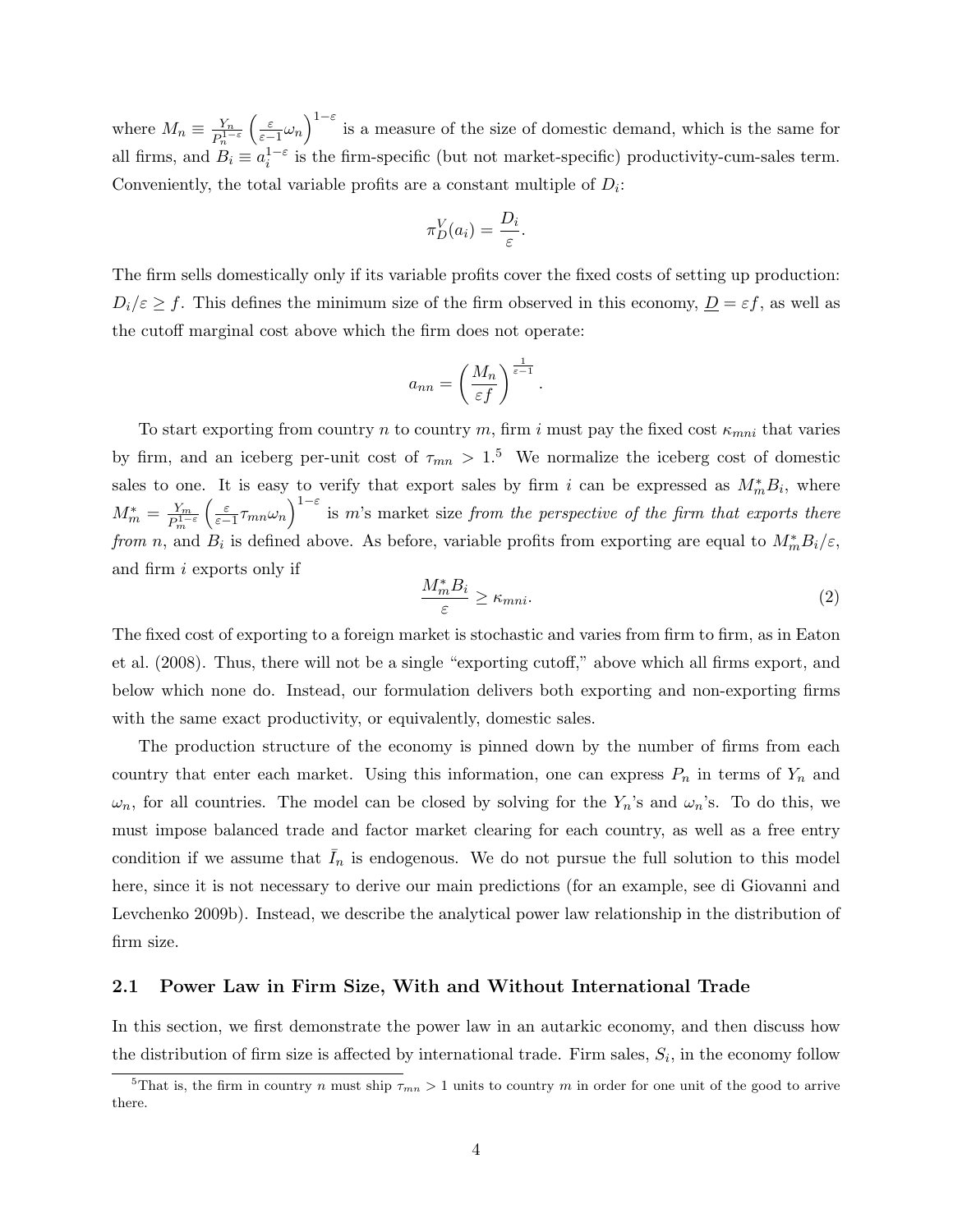where $M_n \equiv \frac{Y_n}{P_n^{1-\varepsilon}}\left(\frac{\varepsilon}{\varepsilon-1}\omega_n\right)^{1-\varepsilon}$ is a measure of the size of domestic demand, which is the same for all firms, and $B_i \equiv a_i^{1-\varepsilon}$ is the firm-specific (but not market-specific) productivity-cum-sales term. Conveniently, the total variable profits are a constant multiple of $D_i$:

$$\pi_D^V(a_i) = \frac{D_i}{\varepsilon}.$$

The firm sells domestically only if its variable profits cover the fixed costs of setting up production: $D_i/\varepsilon \geq f$. This defines the minimum size of the firm observed in this economy, $\underline{D} = \varepsilon f$, as well as the cutoff marginal cost above which the firm does not operate:

$$a_{nn} = \left(\frac{M_n}{\varepsilon f}\right)^{\frac{1}{\varepsilon-1}}.$$

To start exporting from country $n$ to country $m$, firm $i$ must pay the fixed cost $\kappa_{mni}$ that varies by firm, and an iceberg per-unit cost of $\tau_{mn} > 1$.[5] We normalize the iceberg cost of domestic sales to one. It is easy to verify that export sales by firm $i$ can be expressed as $M_m^* B_i$, where $M_m^* = \frac{Y_m}{P_m^{1-\varepsilon}}\left(\frac{\varepsilon}{\varepsilon-1}\tau_{mn}\omega_n\right)^{1-\varepsilon}$ is $m$'s market size *from the perspective of the firm that exports there from* $n$, and $B_i$ is defined above. As before, variable profits from exporting are equal to $M_m^* B_i/\varepsilon$, and firm $i$ exports only if

$$\frac{M_m^* B_i}{\varepsilon} \geq \kappa_{mni}. \tag{2}$$

The fixed cost of exporting to a foreign market is stochastic and varies from firm to firm, as in Eaton et al. (2008). Thus, there will not be a single "exporting cutoff," above which all firms export, and below which none do. Instead, our formulation delivers both exporting and non-exporting firms with the same exact productivity, or equivalently, domestic sales.

The production structure of the economy is pinned down by the number of firms from each country that enter each market. Using this information, one can express $P_n$ in terms of $Y_n$ and $\omega_n$, for all countries. The model can be closed by solving for the $Y_n$'s and $\omega_n$'s. To do this, we must impose balanced trade and factor market clearing for each country, as well as a free entry condition if we assume that $\bar{I}_n$ is endogenous. We do not pursue the full solution to this model here, since it is not necessary to derive our main predictions (for an example, see di Giovanni and Levchenko 2009b). Instead, we describe the analytical power law relationship in the distribution of firm size.

## 2.1 Power Law in Firm Size, With and Without International Trade

In this section, we first demonstrate the power law in an autarkic economy, and then discuss how the distribution of firm size is affected by international trade. Firm sales, $S_i$, in the economy follow

[5] That is, the firm in country $n$ must ship $\tau_{mn} > 1$ units to country $m$ in order for one unit of the good to arrive there.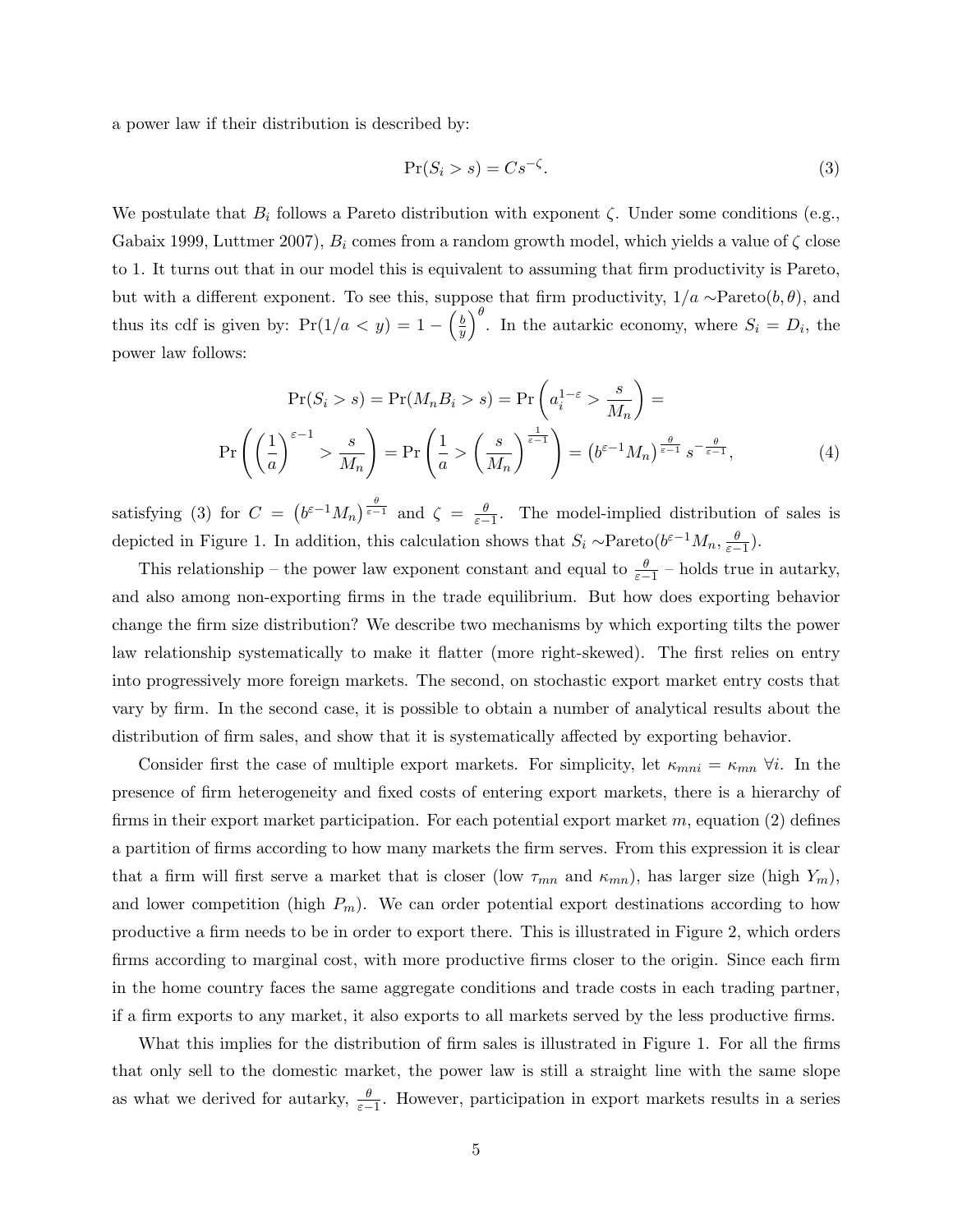a power law if their distribution is described by:

$$\Pr(S_i > s) = Cs^{-\zeta}. \tag{3}$$

We postulate that $B_i$ follows a Pareto distribution with exponent $\zeta$. Under some conditions (e.g., Gabaix 1999, Luttmer 2007), $B_i$ comes from a random growth model, which yields a value of $\zeta$ close to 1. It turns out that in our model this is equivalent to assuming that firm productivity is Pareto, but with a different exponent. To see this, suppose that firm productivity, $1/a \sim$Pareto$(b, \theta)$, and thus its cdf is given by: $\Pr(1/a < y) = 1 - \left(\frac{b}{y}\right)^{\theta}$. In the autarkic economy, where $S_i = D_i$, the power law follows:

$$\Pr(S_i > s) = \Pr(M_n B_i > s) = \Pr\left(a_i^{1-\varepsilon} > \frac{s}{M_n}\right) =$$

$$\Pr\left(\left(\frac{1}{a}\right)^{\varepsilon-1} > \frac{s}{M_n}\right) = \Pr\left(\frac{1}{a} > \left(\frac{s}{M_n}\right)^{\frac{1}{\varepsilon-1}}\right) = \left(b^{\varepsilon-1}M_n\right)^{\frac{\theta}{\varepsilon-1}} s^{-\frac{\theta}{\varepsilon-1}}, \tag{4}$$

satisfying (3) for $C = \left(b^{\varepsilon-1}M_n\right)^{\frac{\theta}{\varepsilon-1}}$ and $\zeta = \frac{\theta}{\varepsilon-1}$. The model-implied distribution of sales is depicted in Figure 1. In addition, this calculation shows that $S_i \sim$Pareto$(b^{\varepsilon-1}M_n, \frac{\theta}{\varepsilon-1})$.

This relationship – the power law exponent constant and equal to $\frac{\theta}{\varepsilon-1}$ – holds true in autarky, and also among non-exporting firms in the trade equilibrium. But how does exporting behavior change the firm size distribution? We describe two mechanisms by which exporting tilts the power law relationship systematically to make it flatter (more right-skewed). The first relies on entry into progressively more foreign markets. The second, on stochastic export market entry costs that vary by firm. In the second case, it is possible to obtain a number of analytical results about the distribution of firm sales, and show that it is systematically affected by exporting behavior.

Consider first the case of multiple export markets. For simplicity, let $\kappa_{mni} = \kappa_{mn}\ \forall i$. In the presence of firm heterogeneity and fixed costs of entering export markets, there is a hierarchy of firms in their export market participation. For each potential export market $m$, equation (2) defines a partition of firms according to how many markets the firm serves. From this expression it is clear that a firm will first serve a market that is closer (low $\tau_{mn}$ and $\kappa_{mn}$), has larger size (high $Y_m$), and lower competition (high $P_m$). We can order potential export destinations according to how productive a firm needs to be in order to export there. This is illustrated in Figure 2, which orders firms according to marginal cost, with more productive firms closer to the origin. Since each firm in the home country faces the same aggregate conditions and trade costs in each trading partner, if a firm exports to any market, it also exports to all markets served by the less productive firms.

What this implies for the distribution of firm sales is illustrated in Figure 1. For all the firms that only sell to the domestic market, the power law is still a straight line with the same slope as what we derived for autarky, $\frac{\theta}{\varepsilon-1}$. However, participation in export markets results in a series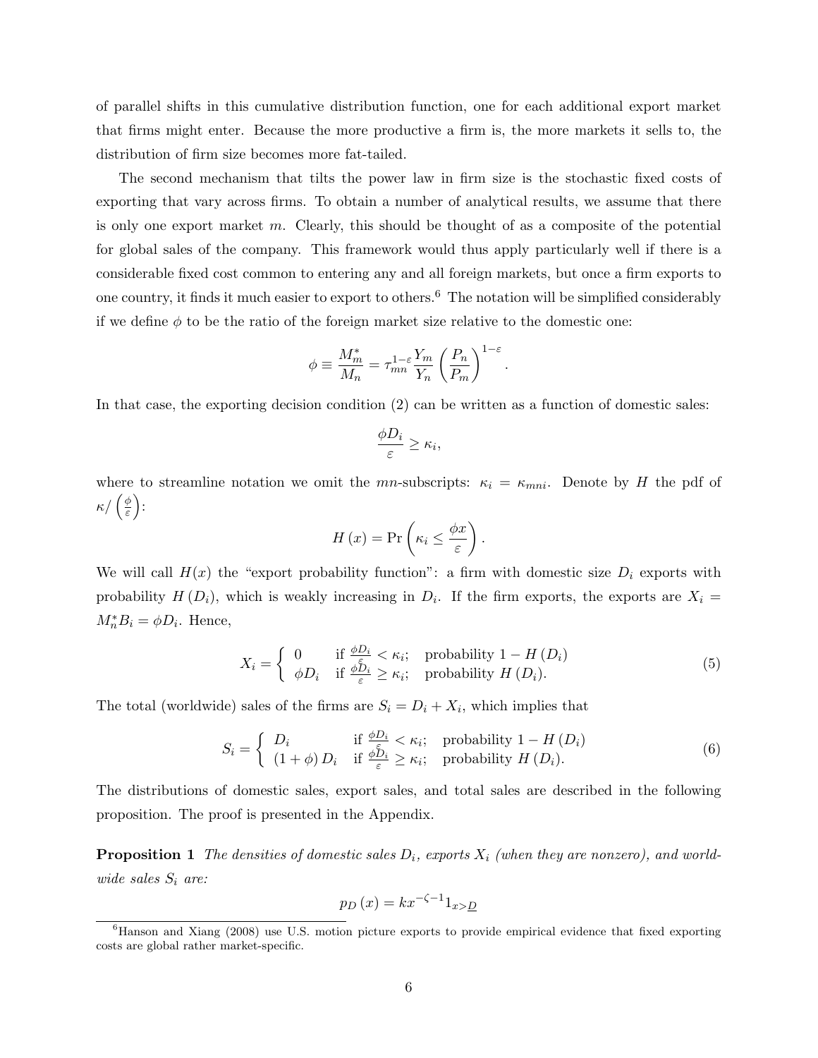of parallel shifts in this cumulative distribution function, one for each additional export market that firms might enter. Because the more productive a firm is, the more markets it sells to, the distribution of firm size becomes more fat-tailed.

The second mechanism that tilts the power law in firm size is the stochastic fixed costs of exporting that vary across firms. To obtain a number of analytical results, we assume that there is only one export market $m$. Clearly, this should be thought of as a composite of the potential for global sales of the company. This framework would thus apply particularly well if there is a considerable fixed cost common to entering any and all foreign markets, but once a firm exports to one country, it finds it much easier to export to others.[6] The notation will be simplified considerably if we define $\phi$ to be the ratio of the foreign market size relative to the domestic one:

$$\phi \equiv \frac{M_m^*}{M_n} = \tau_{mn}^{1-\varepsilon} \frac{Y_m}{Y_n} \left( \frac{P_n}{P_m} \right)^{1-\varepsilon}.$$

In that case, the exporting decision condition (2) can be written as a function of domestic sales:

$$\frac{\phi D_i}{\varepsilon} \geq \kappa_i,$$

where to streamline notation we omit the $mn$-subscripts: $\kappa_i = \kappa_{mni}$. Denote by $H$ the pdf of $\kappa / \left( \frac{\phi}{\varepsilon} \right)$:

$$H(x) = \Pr \left( \kappa_i \leq \frac{\phi x}{\varepsilon} \right).$$

We will call $H(x)$ the "export probability function": a firm with domestic size $D_i$ exports with probability $H(D_i)$, which is weakly increasing in $D_i$. If the firm exports, the exports are $X_i = M_n^* B_i = \phi D_i$. Hence,

$$X_i = \begin{cases} 0 & \text{if } \frac{\phi D_i}{\varepsilon} < \kappa_i; \quad \text{probability } 1 - H(D_i) \\ \phi D_i & \text{if } \frac{\phi D_i}{\varepsilon} \geq \kappa_i; \quad \text{probability } H(D_i). \end{cases} \tag{5}$$

The total (worldwide) sales of the firms are $S_i = D_i + X_i$, which implies that

$$S_i = \begin{cases} D_i & \text{if } \frac{\phi D_i}{\varepsilon} < \kappa_i; \quad \text{probability } 1 - H(D_i) \\ (1 + \phi) D_i & \text{if } \frac{\phi D_i}{\varepsilon} \geq \kappa_i; \quad \text{probability } H(D_i). \end{cases} \tag{6}$$

The distributions of domestic sales, export sales, and total sales are described in the following proposition. The proof is presented in the Appendix.

**Proposition 1** *The densities of domestic sales $D_i$, exports $X_i$ (when they are nonzero), and worldwide sales $S_i$ are:*

$$p_D(x) = k x^{-\zeta - 1} 1_{x > \underline{D}}$$

[6] Hanson and Xiang (2008) use U.S. motion picture exports to provide empirical evidence that fixed exporting costs are global rather market-specific.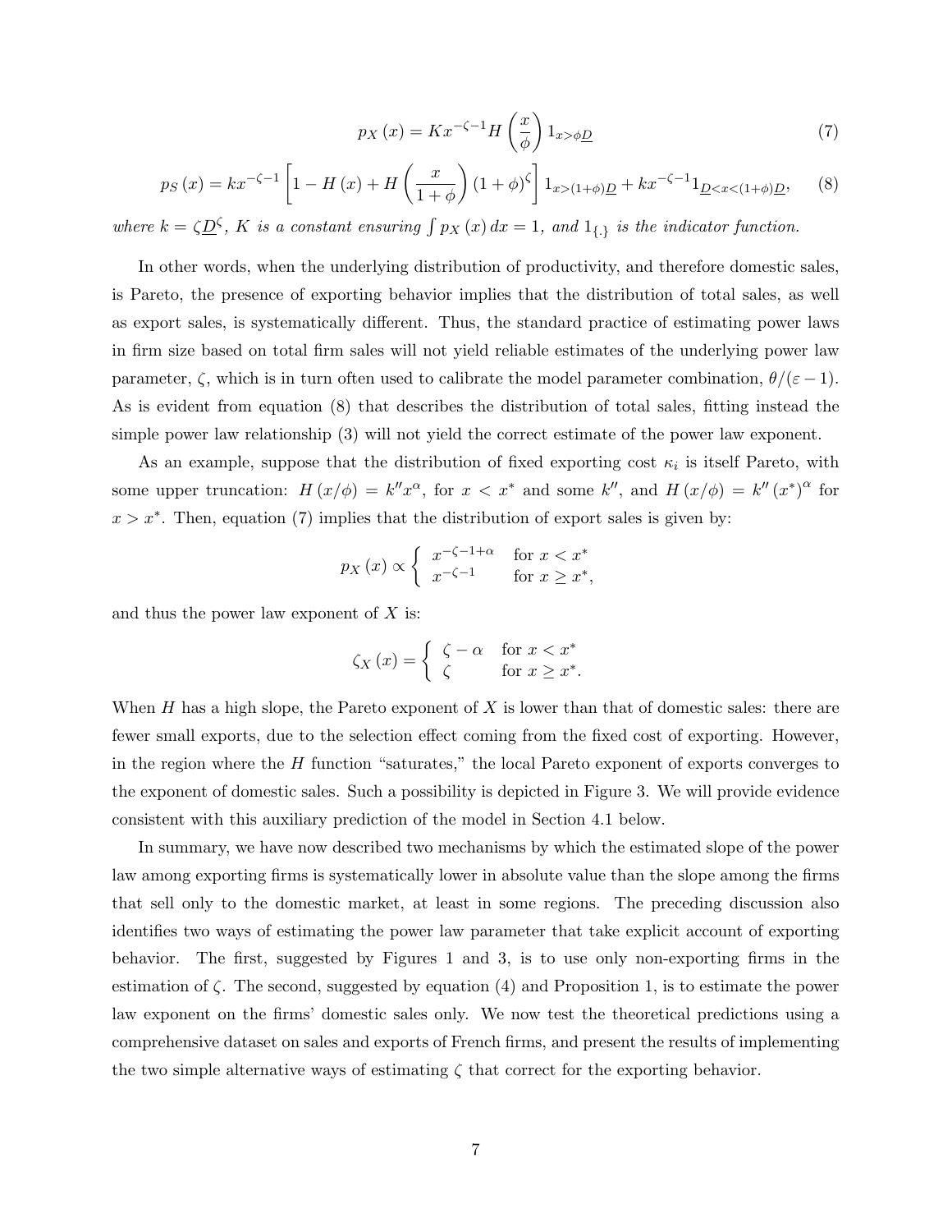$$p_X(x) = Kx^{-\zeta-1} H\left(\frac{x}{\phi}\right) 1_{x>\phi \underline{D}} \tag{7}$$

$$p_S(x) = kx^{-\zeta-1}\left[1 - H(x) + H\left(\frac{x}{1+\phi}\right)(1+\phi)^{\zeta}\right] 1_{x>(1+\phi)\underline{D}} + kx^{-\zeta-1} 1_{\underline{D}<x<(1+\phi)\underline{D}}, \tag{8}$$

*where $k = \zeta \underline{D}^{\zeta}$, $K$ is a constant ensuring $\int p_X(x)\,dx = 1$, and $1_{\{.\}}$ is the indicator function.*

In other words, when the underlying distribution of productivity, and therefore domestic sales, is Pareto, the presence of exporting behavior implies that the distribution of total sales, as well as export sales, is systematically different. Thus, the standard practice of estimating power laws in firm size based on total firm sales will not yield reliable estimates of the underlying power law parameter, $\zeta$, which is in turn often used to calibrate the model parameter combination, $\theta/(\varepsilon - 1)$. As is evident from equation (8) that describes the distribution of total sales, fitting instead the simple power law relationship (3) will not yield the correct estimate of the power law exponent.

As an example, suppose that the distribution of fixed exporting cost $\kappa_i$ is itself Pareto, with some upper truncation: $H(x/\phi) = k'' x^{\alpha}$, for $x < x^*$ and some $k''$, and $H(x/\phi) = k''(x^*)^{\alpha}$ for $x > x^*$. Then, equation (7) implies that the distribution of export sales is given by:

$$p_X(x) \propto \begin{cases} x^{-\zeta-1+\alpha} & \text{for } x < x^* \\ x^{-\zeta-1} & \text{for } x \geq x^*, \end{cases}$$

and thus the power law exponent of $X$ is:

$$\zeta_X(x) = \begin{cases} \zeta - \alpha & \text{for } x < x^* \\ \zeta & \text{for } x \geq x^*. \end{cases}$$

When $H$ has a high slope, the Pareto exponent of $X$ is lower than that of domestic sales: there are fewer small exports, due to the selection effect coming from the fixed cost of exporting. However, in the region where the $H$ function "saturates," the local Pareto exponent of exports converges to the exponent of domestic sales. Such a possibility is depicted in Figure 3. We will provide evidence consistent with this auxiliary prediction of the model in Section 4.1 below.

In summary, we have now described two mechanisms by which the estimated slope of the power law among exporting firms is systematically lower in absolute value than the slope among the firms that sell only to the domestic market, at least in some regions. The preceding discussion also identifies two ways of estimating the power law parameter that take explicit account of exporting behavior. The first, suggested by Figures 1 and 3, is to use only non-exporting firms in the estimation of $\zeta$. The second, suggested by equation (4) and Proposition 1, is to estimate the power law exponent on the firms' domestic sales only. We now test the theoretical predictions using a comprehensive dataset on sales and exports of French firms, and present the results of implementing the two simple alternative ways of estimating $\zeta$ that correct for the exporting behavior.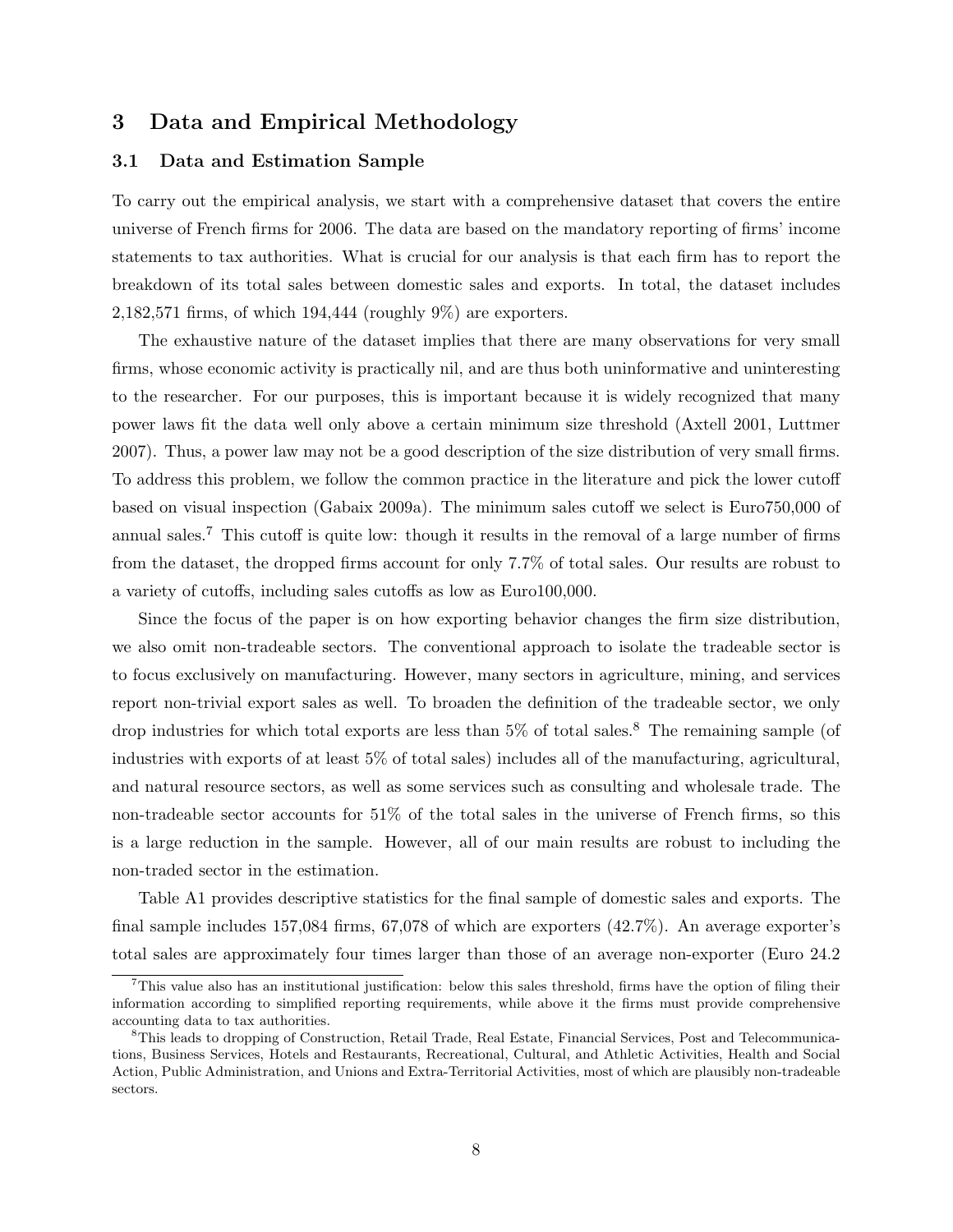## 3 Data and Empirical Methodology

### 3.1 Data and Estimation Sample

To carry out the empirical analysis, we start with a comprehensive dataset that covers the entire universe of French firms for 2006. The data are based on the mandatory reporting of firms' income statements to tax authorities. What is crucial for our analysis is that each firm has to report the breakdown of its total sales between domestic sales and exports. In total, the dataset includes 2,182,571 firms, of which 194,444 (roughly 9%) are exporters.

The exhaustive nature of the dataset implies that there are many observations for very small firms, whose economic activity is practically nil, and are thus both uninformative and uninteresting to the researcher. For our purposes, this is important because it is widely recognized that many power laws fit the data well only above a certain minimum size threshold (Axtell 2001, Luttmer 2007). Thus, a power law may not be a good description of the size distribution of very small firms. To address this problem, we follow the common practice in the literature and pick the lower cutoff based on visual inspection (Gabaix 2009a). The minimum sales cutoff we select is Euro750,000 of annual sales.[7] This cutoff is quite low: though it results in the removal of a large number of firms from the dataset, the dropped firms account for only 7.7% of total sales. Our results are robust to a variety of cutoffs, including sales cutoffs as low as Euro100,000.

Since the focus of the paper is on how exporting behavior changes the firm size distribution, we also omit non-tradeable sectors. The conventional approach to isolate the tradeable sector is to focus exclusively on manufacturing. However, many sectors in agriculture, mining, and services report non-trivial export sales as well. To broaden the definition of the tradeable sector, we only drop industries for which total exports are less than 5% of total sales.[8] The remaining sample (of industries with exports of at least 5% of total sales) includes all of the manufacturing, agricultural, and natural resource sectors, as well as some services such as consulting and wholesale trade. The non-tradeable sector accounts for 51% of the total sales in the universe of French firms, so this is a large reduction in the sample. However, all of our main results are robust to including the non-traded sector in the estimation.

Table A1 provides descriptive statistics for the final sample of domestic sales and exports. The final sample includes 157,084 firms, 67,078 of which are exporters (42.7%). An average exporter's total sales are approximately four times larger than those of an average non-exporter (Euro 24.2

---

[7] This value also has an institutional justification: below this sales threshold, firms have the option of filing their information according to simplified reporting requirements, while above it the firms must provide comprehensive accounting data to tax authorities.

[8] This leads to dropping of Construction, Retail Trade, Real Estate, Financial Services, Post and Telecommunications, Business Services, Hotels and Restaurants, Recreational, Cultural, and Athletic Activities, Health and Social Action, Public Administration, and Unions and Extra-Territorial Activities, most of which are plausibly non-tradeable sectors.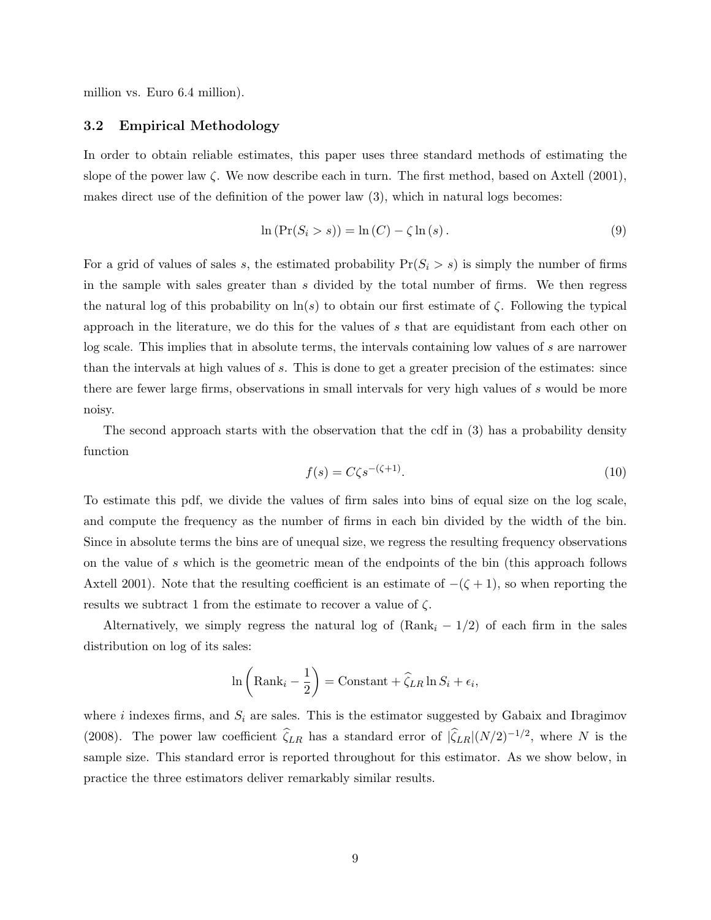million vs. Euro 6.4 million).

### 3.2 Empirical Methodology

In order to obtain reliable estimates, this paper uses three standard methods of estimating the slope of the power law $\zeta$. We now describe each in turn. The first method, based on Axtell (2001), makes direct use of the definition of the power law (3), which in natural logs becomes:

$$\ln\left(\Pr(S_i > s)\right) = \ln\left(C\right) - \zeta \ln\left(s\right). \tag{9}$$

For a grid of values of sales $s$, the estimated probability $\Pr(S_i > s)$ is simply the number of firms in the sample with sales greater than $s$ divided by the total number of firms. We then regress the natural log of this probability on $\ln(s)$ to obtain our first estimate of $\zeta$. Following the typical approach in the literature, we do this for the values of $s$ that are equidistant from each other on log scale. This implies that in absolute terms, the intervals containing low values of $s$ are narrower than the intervals at high values of $s$. This is done to get a greater precision of the estimates: since there are fewer large firms, observations in small intervals for very high values of $s$ would be more noisy.

The second approach starts with the observation that the cdf in (3) has a probability density function

$$f(s) = C\zeta s^{-(\zeta+1)}. \tag{10}$$

To estimate this pdf, we divide the values of firm sales into bins of equal size on the log scale, and compute the frequency as the number of firms in each bin divided by the width of the bin. Since in absolute terms the bins are of unequal size, we regress the resulting frequency observations on the value of $s$ which is the geometric mean of the endpoints of the bin (this approach follows Axtell 2001). Note that the resulting coefficient is an estimate of $-(\zeta + 1)$, so when reporting the results we subtract 1 from the estimate to recover a value of $\zeta$.

Alternatively, we simply regress the natural log of $(\text{Rank}_i - 1/2)$ of each firm in the sales distribution on log of its sales:

$$\ln\left(\text{Rank}_i - \frac{1}{2}\right) = \text{Constant} + \widehat{\zeta}_{LR} \ln S_i + \epsilon_i,$$

where $i$ indexes firms, and $S_i$ are sales. This is the estimator suggested by Gabaix and Ibragimov (2008). The power law coefficient $\widehat{\zeta}_{LR}$ has a standard error of $|\widehat{\zeta}_{LR}|(N/2)^{-1/2}$, where $N$ is the sample size. This standard error is reported throughout for this estimator. As we show below, in practice the three estimators deliver remarkably similar results.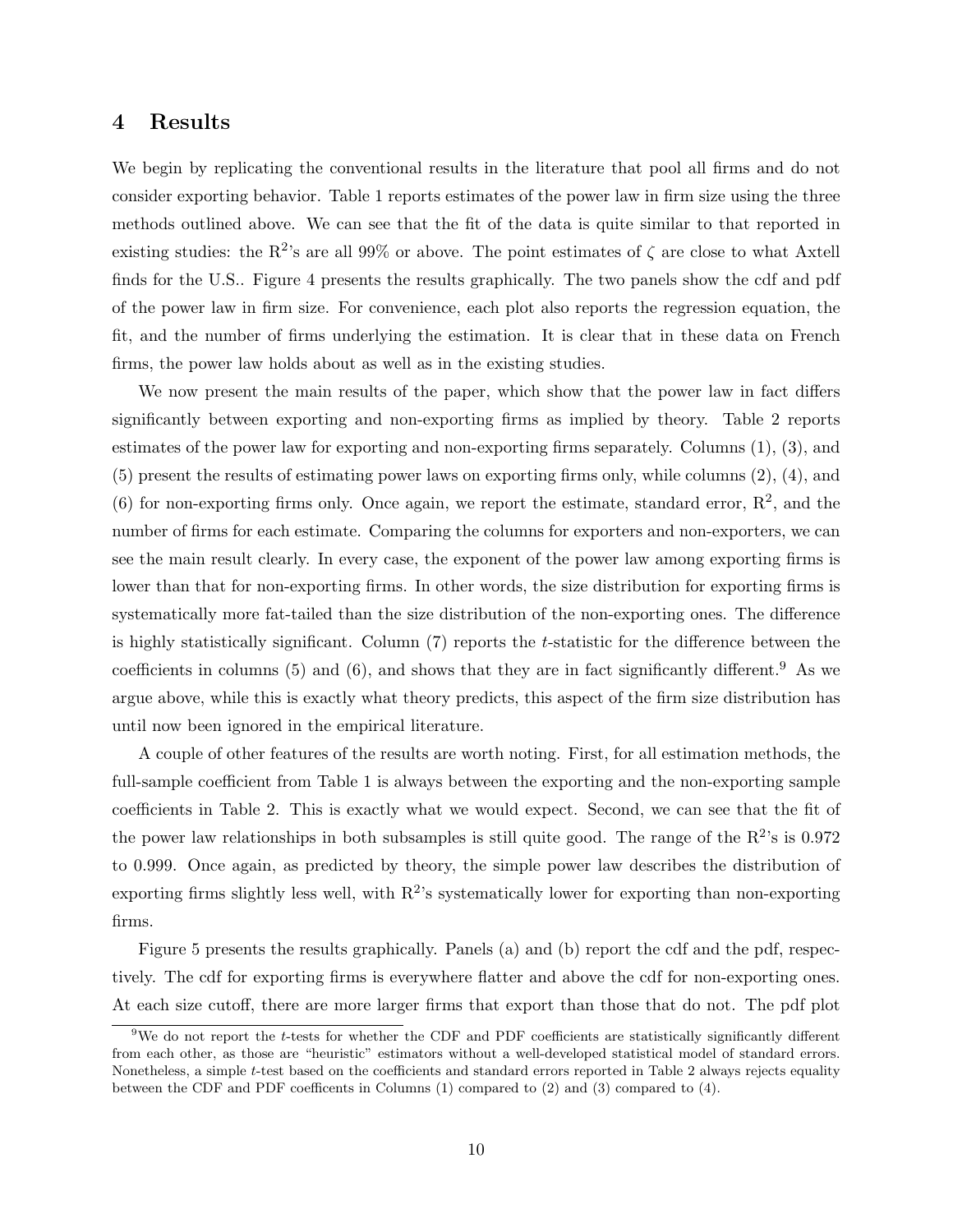## 4 Results

We begin by replicating the conventional results in the literature that pool all firms and do not consider exporting behavior. Table 1 reports estimates of the power law in firm size using the three methods outlined above. We can see that the fit of the data is quite similar to that reported in existing studies: the $R^2$'s are all 99% or above. The point estimates of $\zeta$ are close to what Axtell finds for the U.S.. Figure 4 presents the results graphically. The two panels show the cdf and pdf of the power law in firm size. For convenience, each plot also reports the regression equation, the fit, and the number of firms underlying the estimation. It is clear that in these data on French firms, the power law holds about as well as in the existing studies.

We now present the main results of the paper, which show that the power law in fact differs significantly between exporting and non-exporting firms as implied by theory. Table 2 reports estimates of the power law for exporting and non-exporting firms separately. Columns (1), (3), and (5) present the results of estimating power laws on exporting firms only, while columns (2), (4), and (6) for non-exporting firms only. Once again, we report the estimate, standard error, $R^2$, and the number of firms for each estimate. Comparing the columns for exporters and non-exporters, we can see the main result clearly. In every case, the exponent of the power law among exporting firms is lower than that for non-exporting firms. In other words, the size distribution for exporting firms is systematically more fat-tailed than the size distribution of the non-exporting ones. The difference is highly statistically significant. Column (7) reports the $t$-statistic for the difference between the coefficients in columns (5) and (6), and shows that they are in fact significantly different.[9] As we argue above, while this is exactly what theory predicts, this aspect of the firm size distribution has until now been ignored in the empirical literature.

A couple of other features of the results are worth noting. First, for all estimation methods, the full-sample coefficient from Table 1 is always between the exporting and the non-exporting sample coefficients in Table 2. This is exactly what we would expect. Second, we can see that the fit of the power law relationships in both subsamples is still quite good. The range of the $R^2$'s is 0.972 to 0.999. Once again, as predicted by theory, the simple power law describes the distribution of exporting firms slightly less well, with $R^2$'s systematically lower for exporting than non-exporting firms.

Figure 5 presents the results graphically. Panels (a) and (b) report the cdf and the pdf, respectively. The cdf for exporting firms is everywhere flatter and above the cdf for non-exporting ones. At each size cutoff, there are more larger firms that export than those that do not. The pdf plot

[9] We do not report the $t$-tests for whether the CDF and PDF coefficients are statistically significantly different from each other, as those are "heuristic" estimators without a well-developed statistical model of standard errors. Nonetheless, a simple $t$-test based on the coefficients and standard errors reported in Table 2 always rejects equality between the CDF and PDF coefficents in Columns (1) compared to (2) and (3) compared to (4).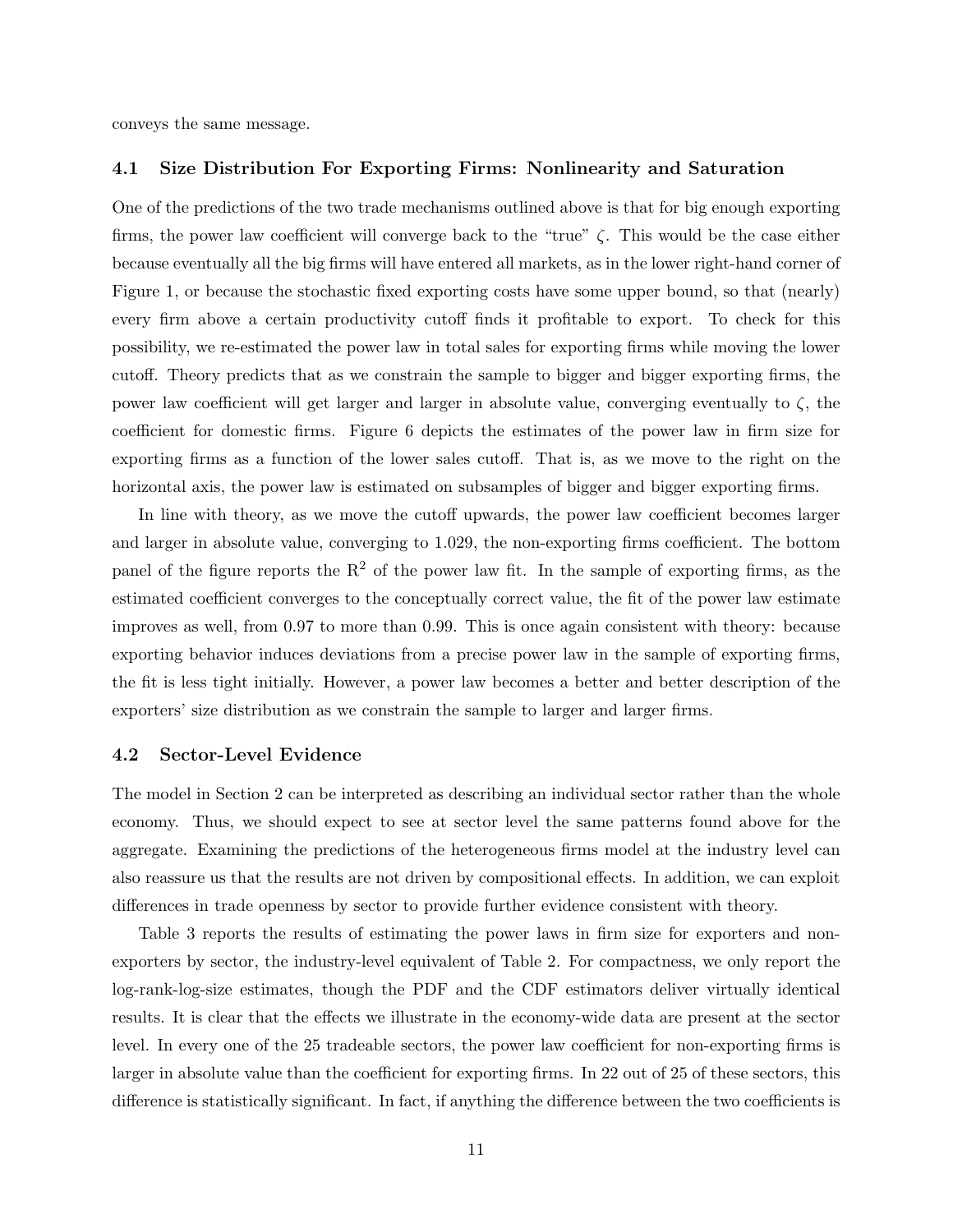conveys the same message.

### 4.1 Size Distribution For Exporting Firms: Nonlinearity and Saturation

One of the predictions of the two trade mechanisms outlined above is that for big enough exporting firms, the power law coefficient will converge back to the "true" $\zeta$. This would be the case either because eventually all the big firms will have entered all markets, as in the lower right-hand corner of Figure 1, or because the stochastic fixed exporting costs have some upper bound, so that (nearly) every firm above a certain productivity cutoff finds it profitable to export. To check for this possibility, we re-estimated the power law in total sales for exporting firms while moving the lower cutoff. Theory predicts that as we constrain the sample to bigger and bigger exporting firms, the power law coefficient will get larger and larger in absolute value, converging eventually to $\zeta$, the coefficient for domestic firms. Figure 6 depicts the estimates of the power law in firm size for exporting firms as a function of the lower sales cutoff. That is, as we move to the right on the horizontal axis, the power law is estimated on subsamples of bigger and bigger exporting firms.

In line with theory, as we move the cutoff upwards, the power law coefficient becomes larger and larger in absolute value, converging to 1.029, the non-exporting firms coefficient. The bottom panel of the figure reports the $R^2$ of the power law fit. In the sample of exporting firms, as the estimated coefficient converges to the conceptually correct value, the fit of the power law estimate improves as well, from 0.97 to more than 0.99. This is once again consistent with theory: because exporting behavior induces deviations from a precise power law in the sample of exporting firms, the fit is less tight initially. However, a power law becomes a better and better description of the exporters' size distribution as we constrain the sample to larger and larger firms.

### 4.2 Sector-Level Evidence

The model in Section 2 can be interpreted as describing an individual sector rather than the whole economy. Thus, we should expect to see at sector level the same patterns found above for the aggregate. Examining the predictions of the heterogeneous firms model at the industry level can also reassure us that the results are not driven by compositional effects. In addition, we can exploit differences in trade openness by sector to provide further evidence consistent with theory.

Table 3 reports the results of estimating the power laws in firm size for exporters and non-exporters by sector, the industry-level equivalent of Table 2. For compactness, we only report the log-rank-log-size estimates, though the PDF and the CDF estimators deliver virtually identical results. It is clear that the effects we illustrate in the economy-wide data are present at the sector level. In every one of the 25 tradeable sectors, the power law coefficient for non-exporting firms is larger in absolute value than the coefficient for exporting firms. In 22 out of 25 of these sectors, this difference is statistically significant. In fact, if anything the difference between the two coefficients is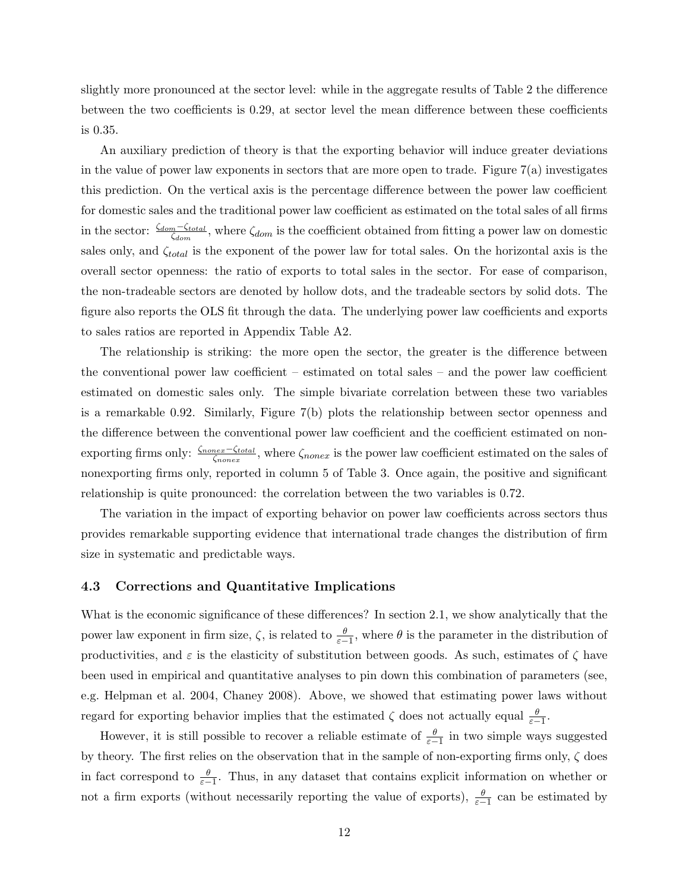slightly more pronounced at the sector level: while in the aggregate results of Table 2 the difference between the two coefficients is 0.29, at sector level the mean difference between these coefficients is 0.35.

An auxiliary prediction of theory is that the exporting behavior will induce greater deviations in the value of power law exponents in sectors that are more open to trade. Figure 7(a) investigates this prediction. On the vertical axis is the percentage difference between the power law coefficient for domestic sales and the traditional power law coefficient as estimated on the total sales of all firms in the sector: $\frac{\zeta_{dom}-\zeta_{total}}{\zeta_{dom}}$, where $\zeta_{dom}$ is the coefficient obtained from fitting a power law on domestic sales only, and $\zeta_{total}$ is the exponent of the power law for total sales. On the horizontal axis is the overall sector openness: the ratio of exports to total sales in the sector. For ease of comparison, the non-tradeable sectors are denoted by hollow dots, and the tradeable sectors by solid dots. The figure also reports the OLS fit through the data. The underlying power law coefficients and exports to sales ratios are reported in Appendix Table A2.

The relationship is striking: the more open the sector, the greater is the difference between the conventional power law coefficient – estimated on total sales – and the power law coefficient estimated on domestic sales only. The simple bivariate correlation between these two variables is a remarkable 0.92. Similarly, Figure 7(b) plots the relationship between sector openness and the difference between the conventional power law coefficient and the coefficient estimated on non-exporting firms only: $\frac{\zeta_{nonex}-\zeta_{total}}{\zeta_{nonex}}$, where $\zeta_{nonex}$ is the power law coefficient estimated on the sales of nonexporting firms only, reported in column 5 of Table 3. Once again, the positive and significant relationship is quite pronounced: the correlation between the two variables is 0.72.

The variation in the impact of exporting behavior on power law coefficients across sectors thus provides remarkable supporting evidence that international trade changes the distribution of firm size in systematic and predictable ways.

### 4.3 Corrections and Quantitative Implications

What is the economic significance of these differences? In section 2.1, we show analytically that the power law exponent in firm size, $\zeta$, is related to $\frac{\theta}{\varepsilon-1}$, where $\theta$ is the parameter in the distribution of productivities, and $\varepsilon$ is the elasticity of substitution between goods. As such, estimates of $\zeta$ have been used in empirical and quantitative analyses to pin down this combination of parameters (see, e.g. Helpman et al. 2004, Chaney 2008). Above, we showed that estimating power laws without regard for exporting behavior implies that the estimated $\zeta$ does not actually equal $\frac{\theta}{\varepsilon-1}$.

However, it is still possible to recover a reliable estimate of $\frac{\theta}{\varepsilon-1}$ in two simple ways suggested by theory. The first relies on the observation that in the sample of non-exporting firms only, $\zeta$ does in fact correspond to $\frac{\theta}{\varepsilon-1}$. Thus, in any dataset that contains explicit information on whether or not a firm exports (without necessarily reporting the value of exports), $\frac{\theta}{\varepsilon-1}$ can be estimated by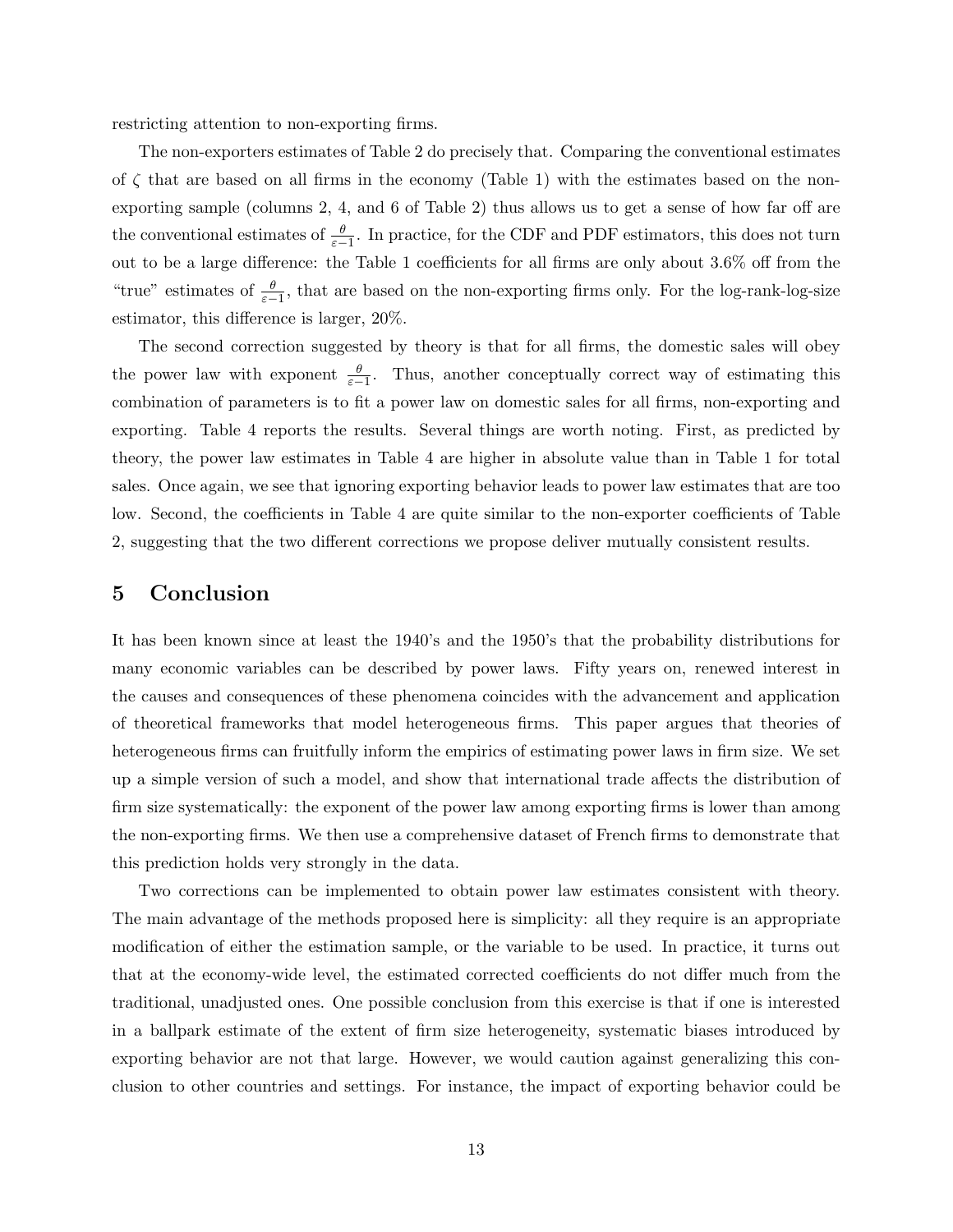restricting attention to non-exporting firms.

The non-exporters estimates of Table 2 do precisely that. Comparing the conventional estimates of $\zeta$ that are based on all firms in the economy (Table 1) with the estimates based on the non-exporting sample (columns 2, 4, and 6 of Table 2) thus allows us to get a sense of how far off are the conventional estimates of $\frac{\theta}{\varepsilon-1}$. In practice, for the CDF and PDF estimators, this does not turn out to be a large difference: the Table 1 coefficients for all firms are only about 3.6% off from the "true" estimates of $\frac{\theta}{\varepsilon-1}$, that are based on the non-exporting firms only. For the log-rank-log-size estimator, this difference is larger, 20%.

The second correction suggested by theory is that for all firms, the domestic sales will obey the power law with exponent $\frac{\theta}{\varepsilon-1}$. Thus, another conceptually correct way of estimating this combination of parameters is to fit a power law on domestic sales for all firms, non-exporting and exporting. Table 4 reports the results. Several things are worth noting. First, as predicted by theory, the power law estimates in Table 4 are higher in absolute value than in Table 1 for total sales. Once again, we see that ignoring exporting behavior leads to power law estimates that are too low. Second, the coefficients in Table 4 are quite similar to the non-exporter coefficients of Table 2, suggesting that the two different corrections we propose deliver mutually consistent results.

# 5 Conclusion

It has been known since at least the 1940's and the 1950's that the probability distributions for many economic variables can be described by power laws. Fifty years on, renewed interest in the causes and consequences of these phenomena coincides with the advancement and application of theoretical frameworks that model heterogeneous firms. This paper argues that theories of heterogeneous firms can fruitfully inform the empirics of estimating power laws in firm size. We set up a simple version of such a model, and show that international trade affects the distribution of firm size systematically: the exponent of the power law among exporting firms is lower than among the non-exporting firms. We then use a comprehensive dataset of French firms to demonstrate that this prediction holds very strongly in the data.

Two corrections can be implemented to obtain power law estimates consistent with theory. The main advantage of the methods proposed here is simplicity: all they require is an appropriate modification of either the estimation sample, or the variable to be used. In practice, it turns out that at the economy-wide level, the estimated corrected coefficients do not differ much from the traditional, unadjusted ones. One possible conclusion from this exercise is that if one is interested in a ballpark estimate of the extent of firm size heterogeneity, systematic biases introduced by exporting behavior are not that large. However, we would caution against generalizing this conclusion to other countries and settings. For instance, the impact of exporting behavior could be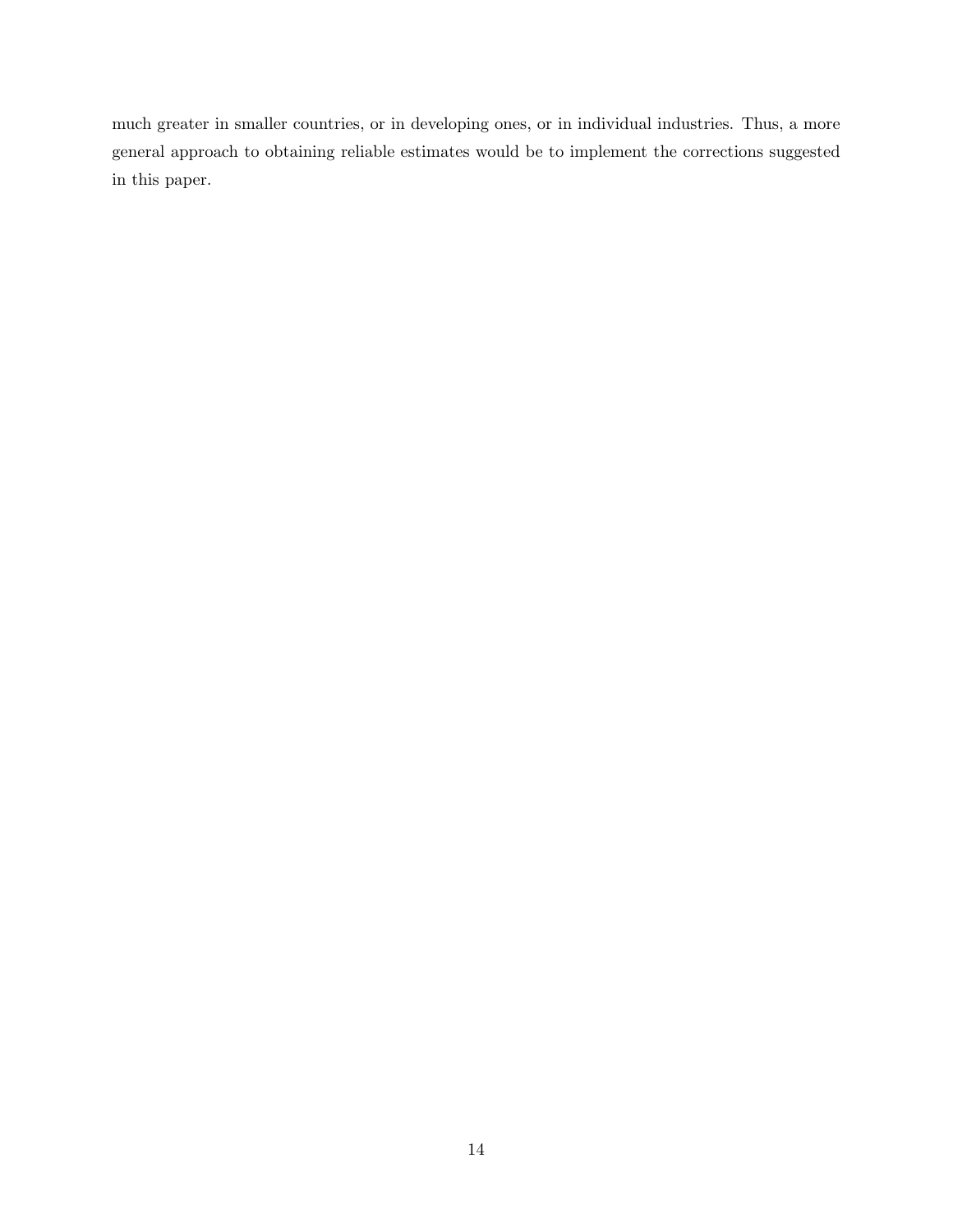much greater in smaller countries, or in developing ones, or in individual industries. Thus, a more general approach to obtaining reliable estimates would be to implement the corrections suggested in this paper.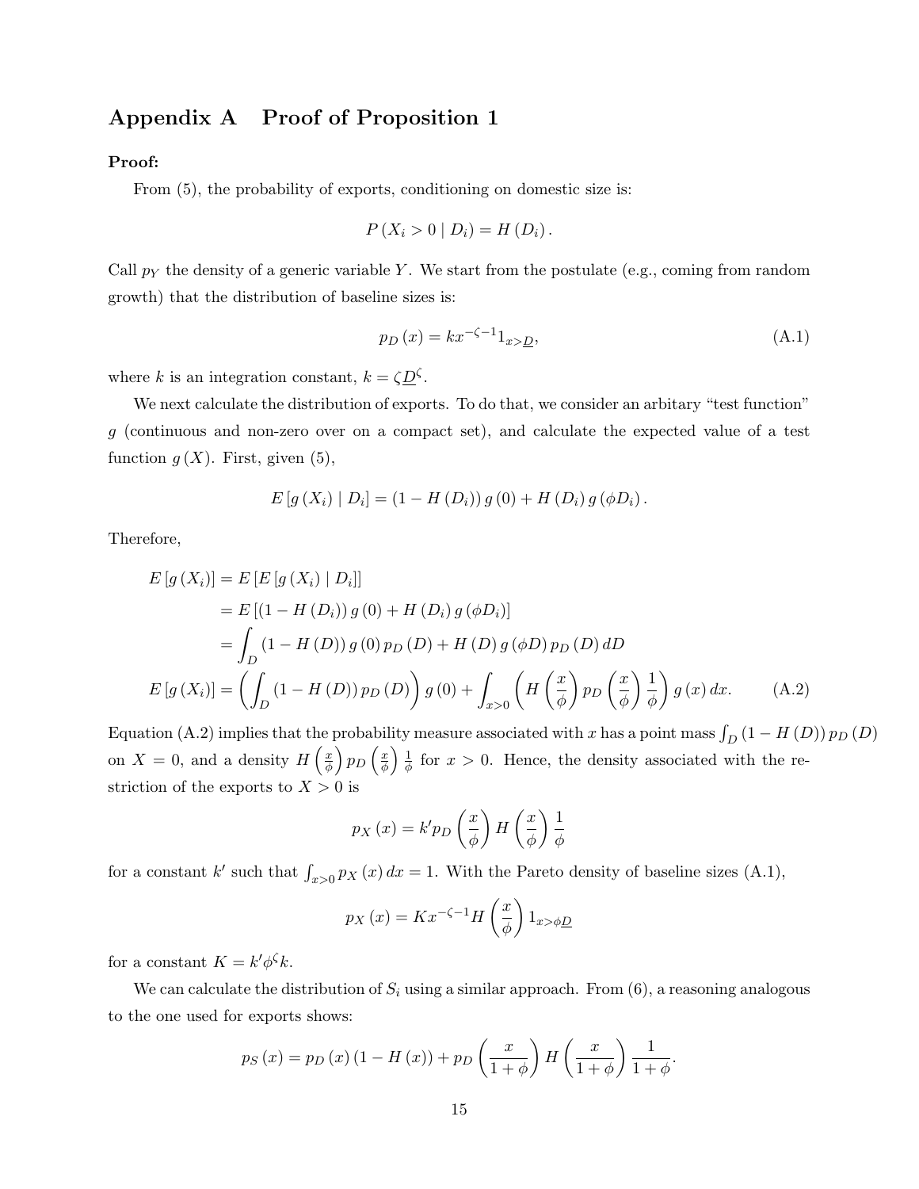# Appendix A Proof of Proposition 1

**Proof:**

From (5), the probability of exports, conditioning on domestic size is:

$$P(X_i > 0 \mid D_i) = H(D_i).$$

Call $p_Y$ the density of a generic variable $Y$. We start from the postulate (e.g., coming from random growth) that the distribution of baseline sizes is:

$$p_D(x) = kx^{-\zeta-1}1_{x>\underline{D}}, \tag{A.1}$$

where $k$ is an integration constant, $k = \zeta \underline{D}^{\zeta}$.

We next calculate the distribution of exports. To do that, we consider an arbitary "test function" $g$ (continuous and non-zero over on a compact set), and calculate the expected value of a test function $g(X)$. First, given (5),

$$E[g(X_i) \mid D_i] = (1 - H(D_i))\, g(0) + H(D_i)\, g(\phi D_i).$$

Therefore,

$$\begin{aligned}
E[g(X_i)] &= E[E[g(X_i) \mid D_i]] \\
&= E[(1 - H(D_i))\, g(0) + H(D_i)\, g(\phi D_i)] \\
&= \int_D (1 - H(D))\, g(0)\, p_D(D) + H(D)\, g(\phi D)\, p_D(D)\, dD \\
E[g(X_i)] &= \left( \int_D (1 - H(D))\, p_D(D) \right) g(0) + \int_{x>0} \left( H\left(\frac{x}{\phi}\right) p_D\left(\frac{x}{\phi}\right) \frac{1}{\phi} \right) g(x)\, dx. \qquad \text{(A.2)}
\end{aligned}$$

Equation (A.2) implies that the probability measure associated with $x$ has a point mass $\int_D (1 - H(D))\, p_D(D)$ on $X = 0$, and a density $H\left(\frac{x}{\phi}\right) p_D\left(\frac{x}{\phi}\right) \frac{1}{\phi}$ for $x > 0$. Hence, the density associated with the restriction of the exports to $X > 0$ is

$$p_X(x) = k' p_D\left(\frac{x}{\phi}\right) H\left(\frac{x}{\phi}\right) \frac{1}{\phi}$$

for a constant $k'$ such that $\int_{x>0} p_X(x)\, dx = 1$. With the Pareto density of baseline sizes (A.1),

$$p_X(x) = K x^{-\zeta-1} H\left(\frac{x}{\phi}\right) 1_{x>\phi\underline{D}}$$

for a constant $K = k' \phi^{\zeta} k$.

We can calculate the distribution of $S_i$ using a similar approach. From (6), a reasoning analogous to the one used for exports shows:

$$p_S(x) = p_D(x)\,(1 - H(x)) + p_D\left(\frac{x}{1+\phi}\right) H\left(\frac{x}{1+\phi}\right) \frac{1}{1+\phi}.$$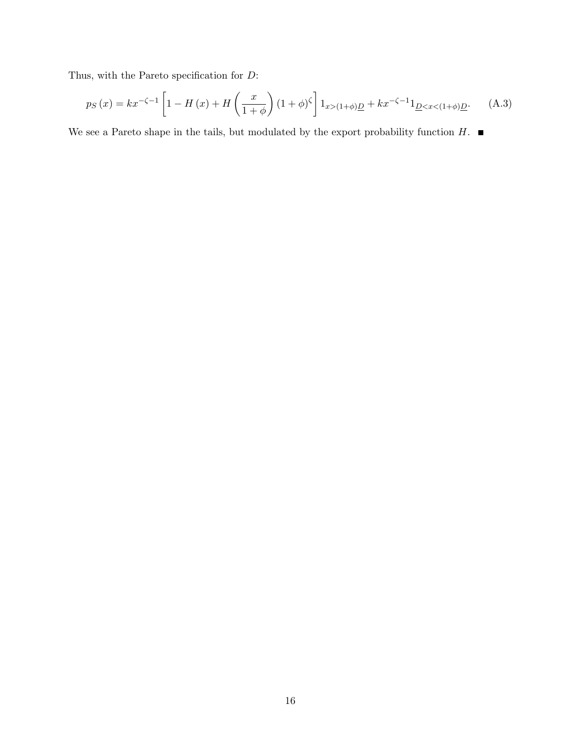Thus, with the Pareto specification for $D$:

$$p_S(x) = kx^{-\zeta-1}\left[1 - H(x) + H\left(\frac{x}{1+\phi}\right)(1+\phi)^{\zeta}\right]1_{x>(1+\phi)\underline{D}} + kx^{-\zeta-1}1_{\underline{D}<x<(1+\phi)\underline{D}}. \tag{A.3}$$

We see a Pareto shape in the tails, but modulated by the export probability function $H$. ■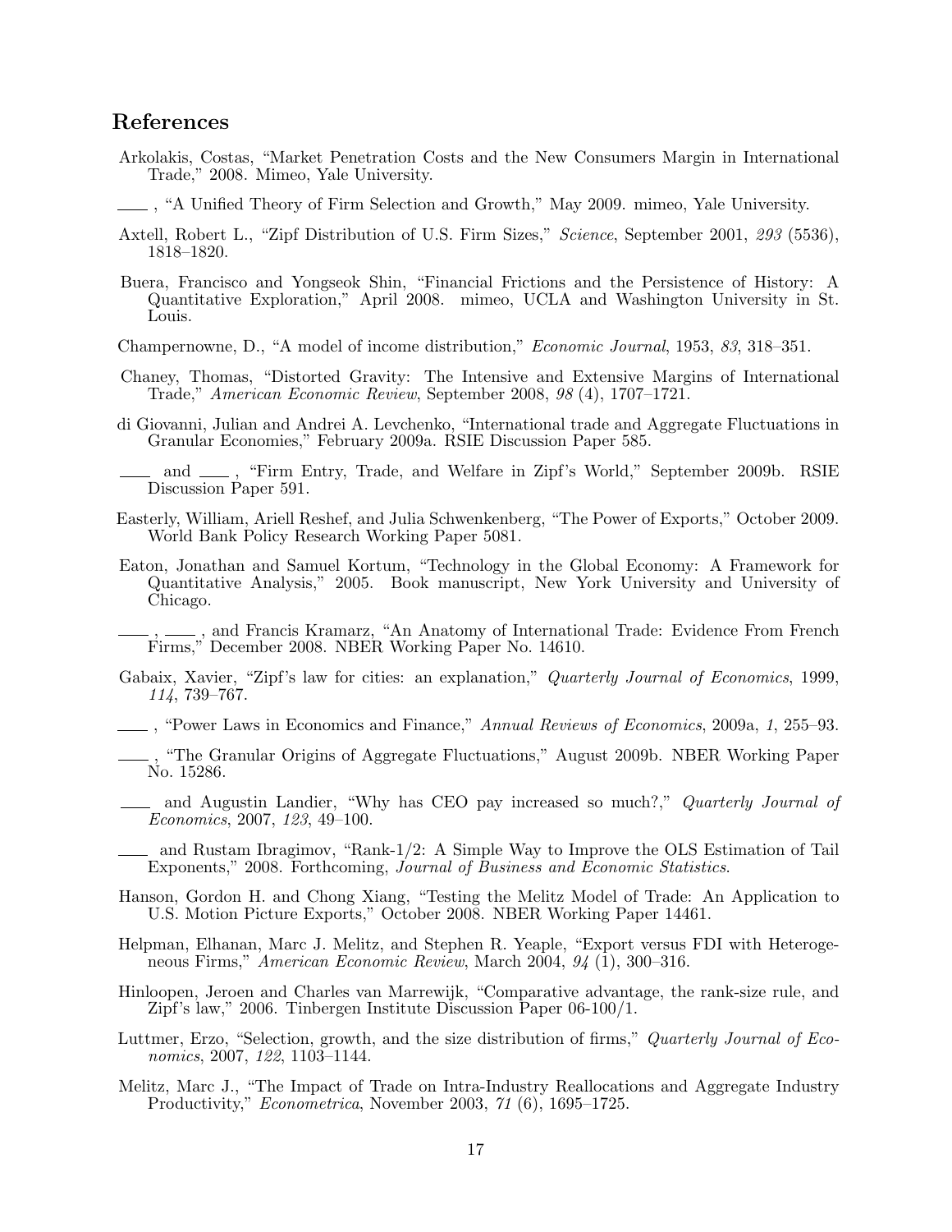## References

Arkolakis, Costas, "Market Penetration Costs and the New Consumers Margin in International Trade," 2008. Mimeo, Yale University.

———, "A Unified Theory of Firm Selection and Growth," May 2009. mimeo, Yale University.

Axtell, Robert L., "Zipf Distribution of U.S. Firm Sizes," *Science*, September 2001, *293* (5536), 1818–1820.

Buera, Francisco and Yongseok Shin, "Financial Frictions and the Persistence of History: A Quantitative Exploration," April 2008. mimeo, UCLA and Washington University in St. Louis.

Champernowne, D., "A model of income distribution," *Economic Journal*, 1953, *83*, 318–351.

Chaney, Thomas, "Distorted Gravity: The Intensive and Extensive Margins of International Trade," *American Economic Review*, September 2008, *98* (4), 1707–1721.

di Giovanni, Julian and Andrei A. Levchenko, "International trade and Aggregate Fluctuations in Granular Economies," February 2009a. RSIE Discussion Paper 585.

——— and ———, "Firm Entry, Trade, and Welfare in Zipf's World," September 2009b. RSIE Discussion Paper 591.

Easterly, William, Ariell Reshef, and Julia Schwenkenberg, "The Power of Exports," October 2009. World Bank Policy Research Working Paper 5081.

Eaton, Jonathan and Samuel Kortum, "Technology in the Global Economy: A Framework for Quantitative Analysis," 2005. Book manuscript, New York University and University of Chicago.

———, ———, and Francis Kramarz, "An Anatomy of International Trade: Evidence From French Firms," December 2008. NBER Working Paper No. 14610.

Gabaix, Xavier, "Zipf's law for cities: an explanation," *Quarterly Journal of Economics*, 1999, *114*, 739–767.

———, "Power Laws in Economics and Finance," *Annual Reviews of Economics*, 2009a, *1*, 255–93.

———, "The Granular Origins of Aggregate Fluctuations," August 2009b. NBER Working Paper No. 15286.

——— and Augustin Landier, "Why has CEO pay increased so much?," *Quarterly Journal of Economics*, 2007, *123*, 49–100.

——— and Rustam Ibragimov, "Rank-1/2: A Simple Way to Improve the OLS Estimation of Tail Exponents," 2008. Forthcoming, *Journal of Business and Economic Statistics*.

Hanson, Gordon H. and Chong Xiang, "Testing the Melitz Model of Trade: An Application to U.S. Motion Picture Exports," October 2008. NBER Working Paper 14461.

Helpman, Elhanan, Marc J. Melitz, and Stephen R. Yeaple, "Export versus FDI with Heterogeneous Firms," *American Economic Review*, March 2004, *94* (1), 300–316.

Hinloopen, Jeroen and Charles van Marrewijk, "Comparative advantage, the rank-size rule, and Zipf's law," 2006. Tinbergen Institute Discussion Paper 06-100/1.

Luttmer, Erzo, "Selection, growth, and the size distribution of firms," *Quarterly Journal of Economics*, 2007, *122*, 1103–1144.

Melitz, Marc J., "The Impact of Trade on Intra-Industry Reallocations and Aggregate Industry Productivity," *Econometrica*, November 2003, *71* (6), 1695–1725.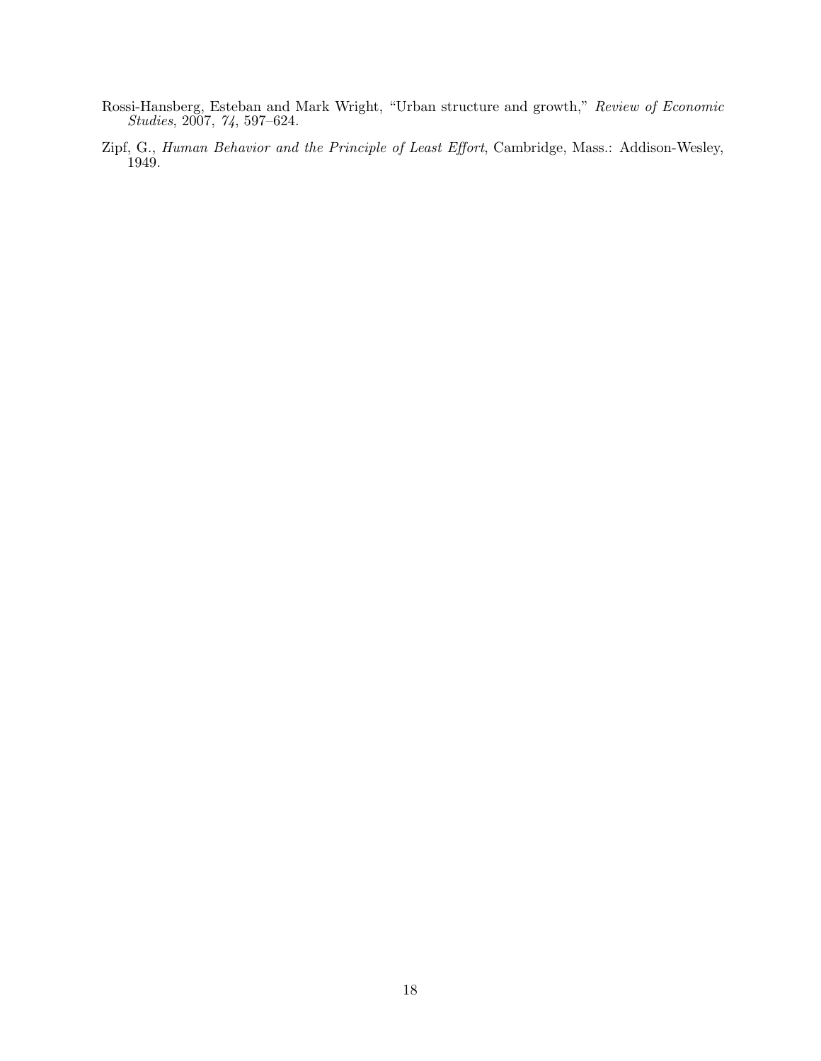Rossi-Hansberg, Esteban and Mark Wright, "Urban structure and growth," *Review of Economic Studies*, 2007, *74*, 597–624.

Zipf, G., *Human Behavior and the Principle of Least Effort*, Cambridge, Mass.: Addison-Wesley, 1949.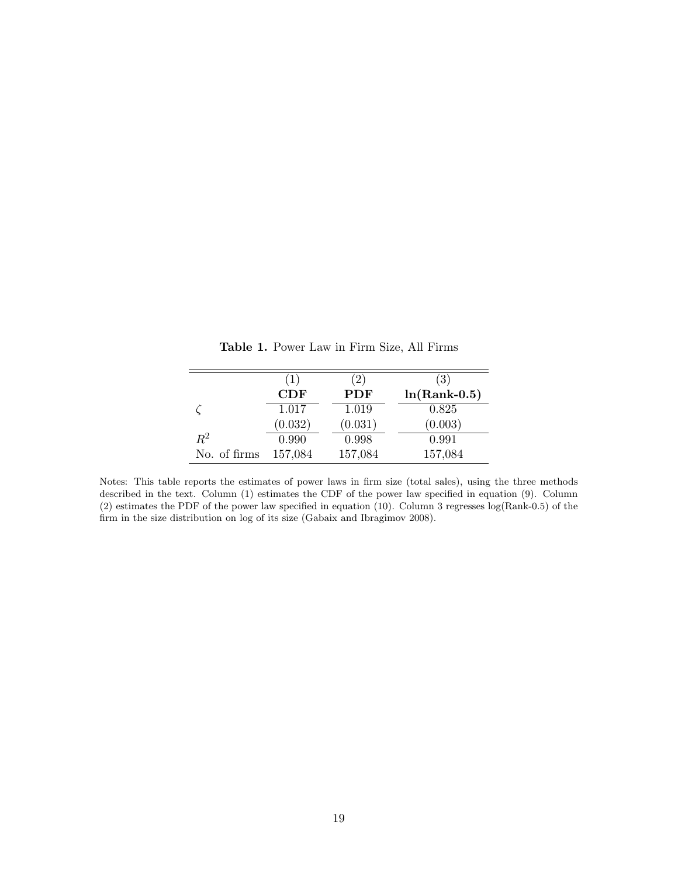**Table 1.** Power Law in Firm Size, All Firms

| | (1) | (2) | (3) |
|---|---|---|---|
| | **CDF** | **PDF** | **ln(Rank-0.5)** |
| $\zeta$ | 1.017 | 1.019 | 0.825 |
| | (0.032) | (0.031) | (0.003) |
| $R^2$ | 0.990 | 0.998 | 0.991 |
| No. of firms | 157,084 | 157,084 | 157,084 |

Notes: This table reports the estimates of power laws in firm size (total sales), using the three methods described in the text. Column (1) estimates the CDF of the power law specified in equation (9). Column (2) estimates the PDF of the power law specified in equation (10). Column 3 regresses log(Rank-0.5) of the firm in the size distribution on log of its size (Gabaix and Ibragimov 2008).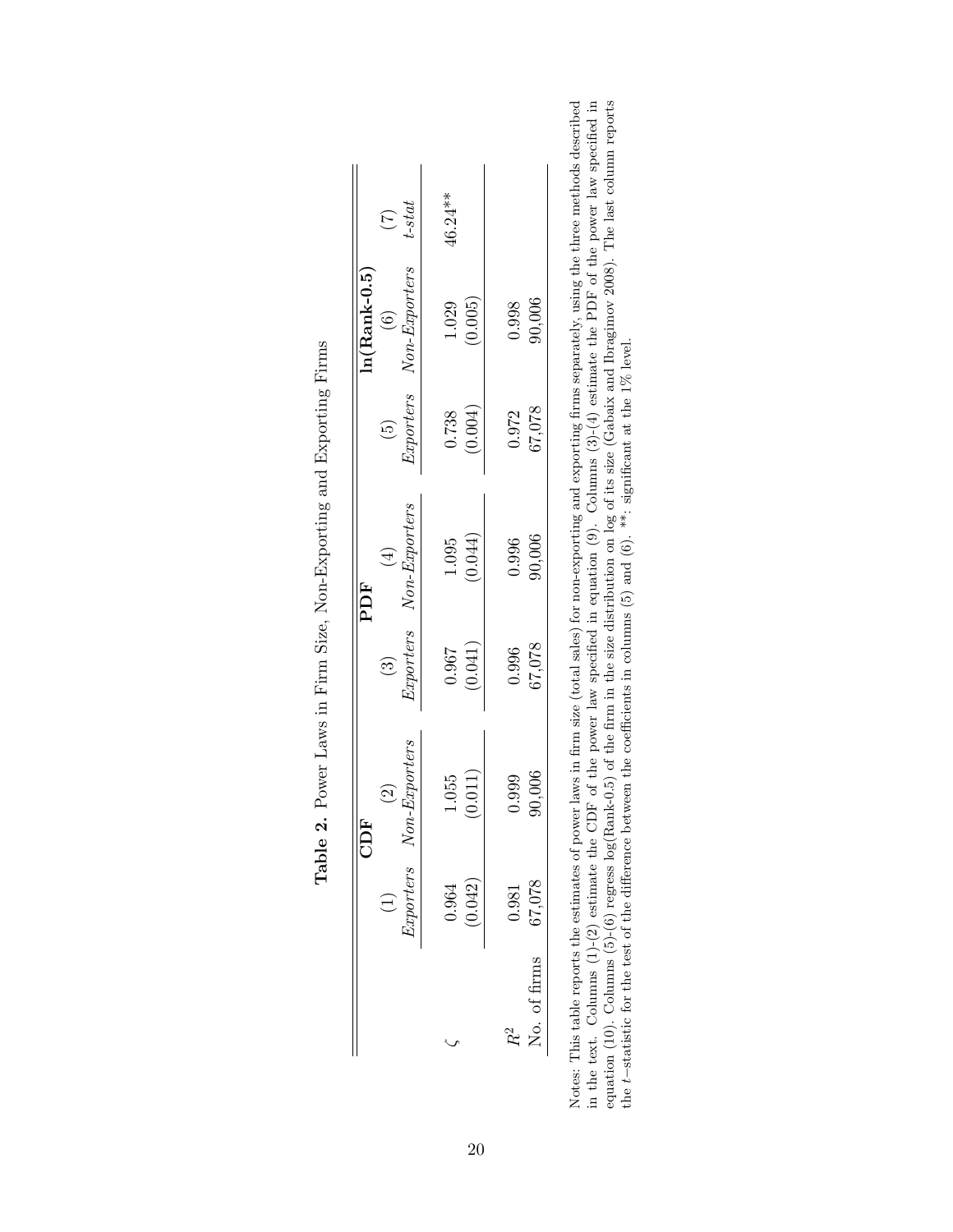**Table 2.** Power Laws in Firm Size, Non-Exporting and Exporting Firms

| | **CDF** | | **PDF** | | **ln(Rank-0.5)** | | |
|---|---|---|---|---|---|---|---|
| | (1) | (2) | (3) | (4) | (5) | (6) | (7) |
| | *Exporters* | *Non-Exporters* | *Exporters* | *Non-Exporters* | *Exporters* | *Non-Exporters* | *t-stat* |
| $\zeta$ | 0.964 | 1.055 | 0.967 | 1.095 | 0.738 | 1.029 | 46.24** |
| | (0.042) | (0.011) | (0.041) | (0.044) | (0.004) | (0.005) | |
| $R^2$ | 0.981 | 0.999 | 0.996 | 0.996 | 0.972 | 0.998 | |
| No. of firms | 67,078 | 90,006 | 67,078 | 90,006 | 67,078 | 90,006 | |

Notes: This table reports the estimates of power laws in firm size (total sales) for non-exporting and exporting firms separately, using the three methods described in the text. Columns (1)-(2) estimate the CDF of the power law specified in equation (9). Columns (3)-(4) estimate the PDF of the power law specified in equation (10). Columns (5)-(6) regress log(Rank-0.5) of the firm in the size distribution on log of its size (Gabaix and Ibragimov 2008). The last column reports the $t$−statistic for the test of the difference between the coefficients in columns (5) and (6). **: significant at the 1% level.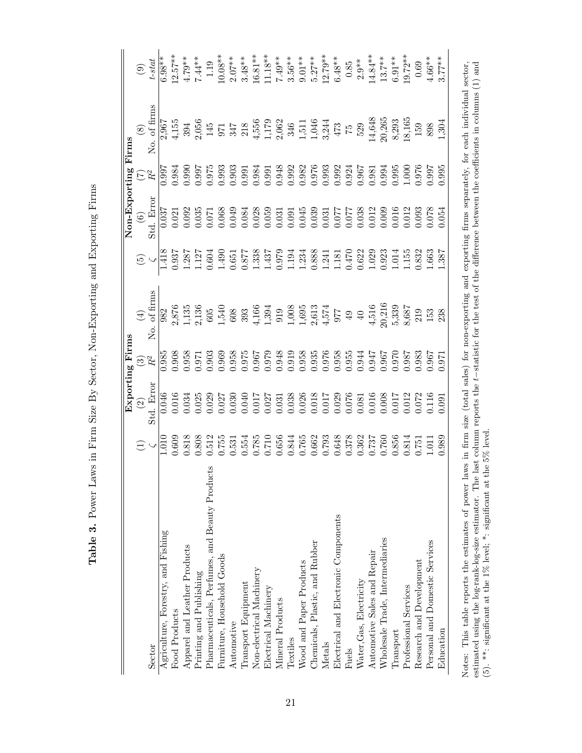**Table 3.** Power Laws in Firm Size By Sector, Non-Exporting and Exporting Firms

| | Exporting Firms | | | | Non-Exporting Firms | | | | |
|---|---|---|---|---|---|---|---|---|---|
| | (1) | (2) | (3) | (4) | (5) | (6) | (7) | (8) | (9) |
| Sector | $\zeta$ | Std. Error | $R^2$ | No. of firms | $\zeta$ | Std. Error | $R^2$ | No. of firms | *t-stat* |
| Agriculture, Forestry, and Fishing | 1.010 | 0.046 | 0.985 | 982 | 1.418 | 0.037 | 0.997 | 2,967 | 6.98** |
| Food Products | 0.609 | 0.016 | 0.908 | 2,876 | 0.937 | 0.021 | 0.984 | 4,155 | 12.57** |
| Apparel and Leather Products | 0.818 | 0.034 | 0.958 | 1,135 | 1.287 | 0.092 | 0.990 | 394 | 4.79** |
| Printing and Publishing | 0.808 | 0.025 | 0.971 | 2,136 | 1.127 | 0.035 | 0.997 | 2,056 | 7.44** |
| Pharmaceuticals, Perfumes, and Beauty Products | 0.512 | 0.029 | 0.903 | 605 | 0.604 | 0.071 | 0.975 | 145 | 1.19 |
| Furniture, Household Goods | 0.755 | 0.027 | 0.969 | 1,540 | 1.490 | 0.068 | 0.993 | 971 | 10.08** |
| Automotive | 0.531 | 0.030 | 0.958 | 608 | 0.651 | 0.049 | 0.903 | 347 | 2.07** |
| Transport Equipment | 0.554 | 0.040 | 0.975 | 393 | 0.877 | 0.084 | 0.991 | 218 | 3.48** |
| Non-electrical Machinery | 0.785 | 0.017 | 0.967 | 4,166 | 1.338 | 0.028 | 0.984 | 4,556 | 16.81** |
| Electrical Machinery | 0.710 | 0.027 | 0.979 | 1,394 | 1.437 | 0.059 | 0.991 | 1,179 | 11.18** |
| Mineral Products | 0.656 | 0.031 | 0.948 | 919 | 0.979 | 0.031 | 0.948 | 2,062 | 7.49** |
| Textiles | 0.844 | 0.038 | 0.919 | 1,008 | 1.194 | 0.091 | 0.992 | 346 | 3.56** |
| Wood and Paper Products | 0.765 | 0.026 | 0.958 | 1,695 | 1.234 | 0.045 | 0.982 | 1,511 | 9.01** |
| Chemicals, Plastic, and Rubber | 0.662 | 0.018 | 0.935 | 2,613 | 0.888 | 0.039 | 0.976 | 1,046 | 5.27** |
| Metals | 0.793 | 0.017 | 0.976 | 4,574 | 1.241 | 0.031 | 0.993 | 3,244 | 12.79** |
| Electrical and Electronic Components | 0.648 | 0.029 | 0.958 | 977 | 1.181 | 0.077 | 0.992 | 473 | 6.48** |
| Fuels | 0.378 | 0.076 | 0.955 | 49 | 0.470 | 0.077 | 0.924 | 75 | 0.85 |
| Water,Gas, Electricity | 0.362 | 0.081 | 0.944 | 40 | 0.622 | 0.038 | 0.967 | 529 | 2.9** |
| Automotive Sales and Repair | 0.737 | 0.016 | 0.947 | 4,516 | 1.029 | 0.012 | 0.981 | 14,648 | 14.84** |
| Wholesale Trade, Intermediaries | 0.760 | 0.008 | 0.967 | 20,216 | 0.923 | 0.009 | 0.994 | 20,265 | 13.7** |
| Transport | 0.856 | 0.017 | 0.970 | 5,339 | 1.014 | 0.016 | 0.995 | 8,293 | 6.91** |
| Professional Services | 0.814 | 0.012 | 0.987 | 8,687 | 1.155 | 0.012 | 1.000 | 18,165 | 19.72** |
| Research and Development | 0.751 | 0.072 | 0.983 | 219 | 0.832 | 0.093 | 0.976 | 159 | 0.69 |
| Personal and Domestic Services | 1.011 | 0.116 | 0.967 | 153 | 1.663 | 0.078 | 0.997 | 898 | 4.66** |
| Education | 0.989 | 0.091 | 0.971 | 238 | 1.387 | 0.054 | 0.995 | 1,304 | 3.77** |

Notes: This table reports the estimates of power laws in firm size (total sales) for non-exporting and exporting firms separately, for each individual sector, estimated using the log-rank-log-size estimator. The last column reports the $t$−statistic for the test of the difference between the coefficients in columns (1) and (5). **: significant at the 1% level; *: significant at the 5% level.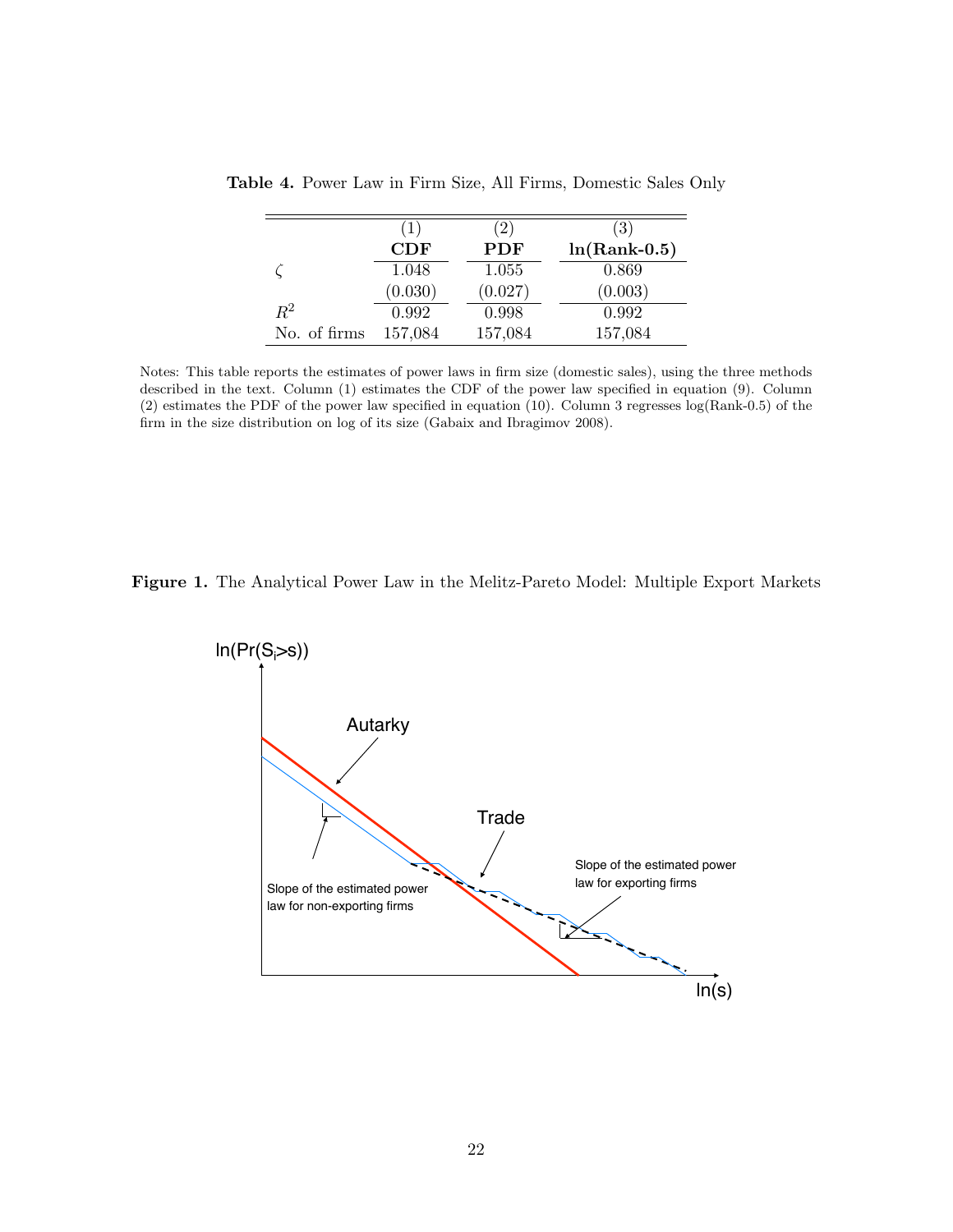**Table 4.** Power Law in Firm Size, All Firms, Domestic Sales Only

| | (1) | (2) | (3) |
|---|---|---|---|
| | **CDF** | **PDF** | **ln(Rank-0.5)** |
| $\zeta$ | 1.048 | 1.055 | 0.869 |
| | (0.030) | (0.027) | (0.003) |
| $R^2$ | 0.992 | 0.998 | 0.992 |
| No. of firms | 157,084 | 157,084 | 157,084 |

Notes: This table reports the estimates of power laws in firm size (domestic sales), using the three methods described in the text. Column (1) estimates the CDF of the power law specified in equation (9). Column (2) estimates the PDF of the power law specified in equation (10). Column 3 regresses log(Rank-0.5) of the firm in the size distribution on log of its size (Gabaix and Ibragimov 2008).

**Figure 1.** The Analytical Power Law in the Melitz-Pareto Model: Multiple Export Markets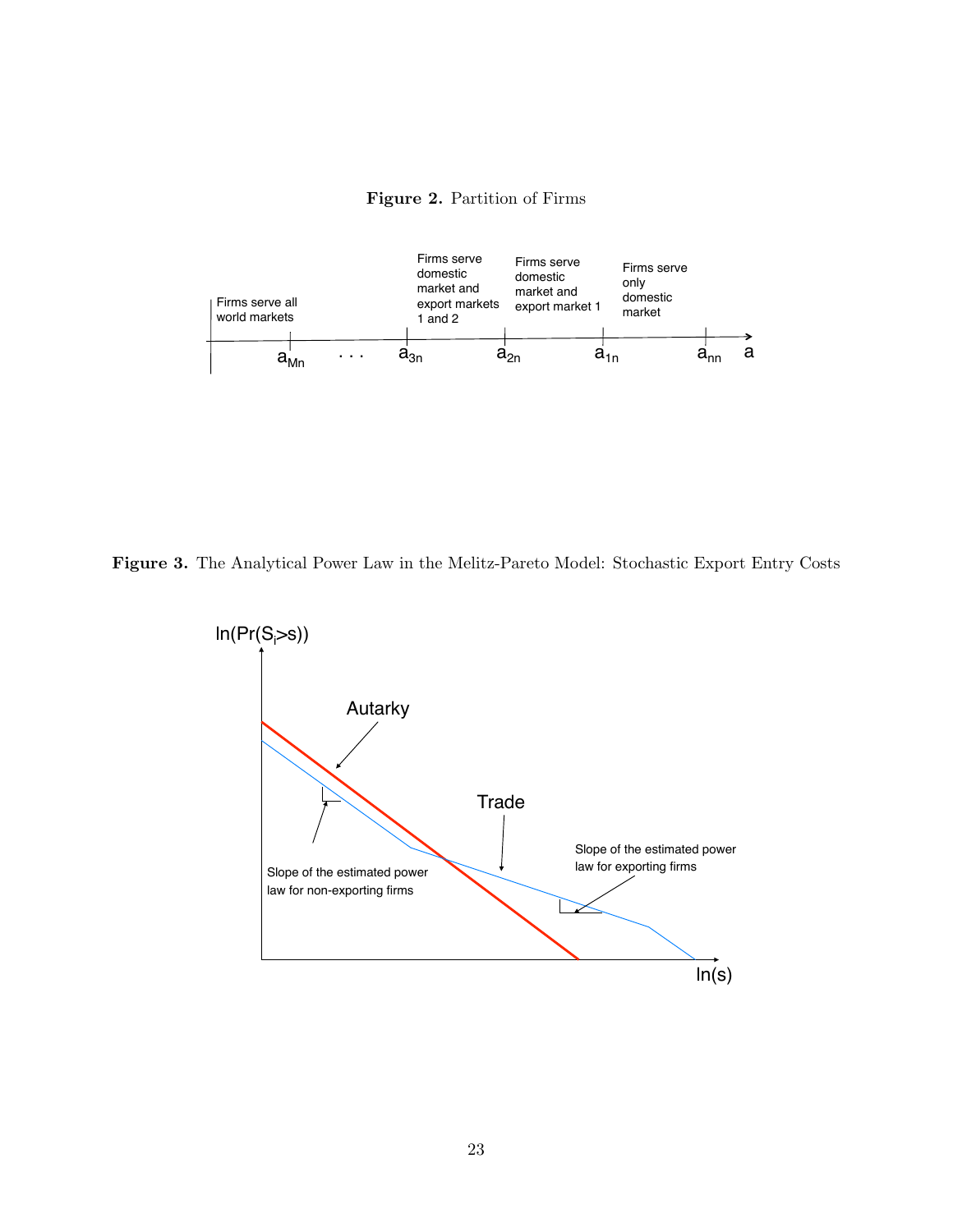**Figure 2.** Partition of Firms

**Figure 3.** The Analytical Power Law in the Melitz-Pareto Model: Stochastic Export Entry Costs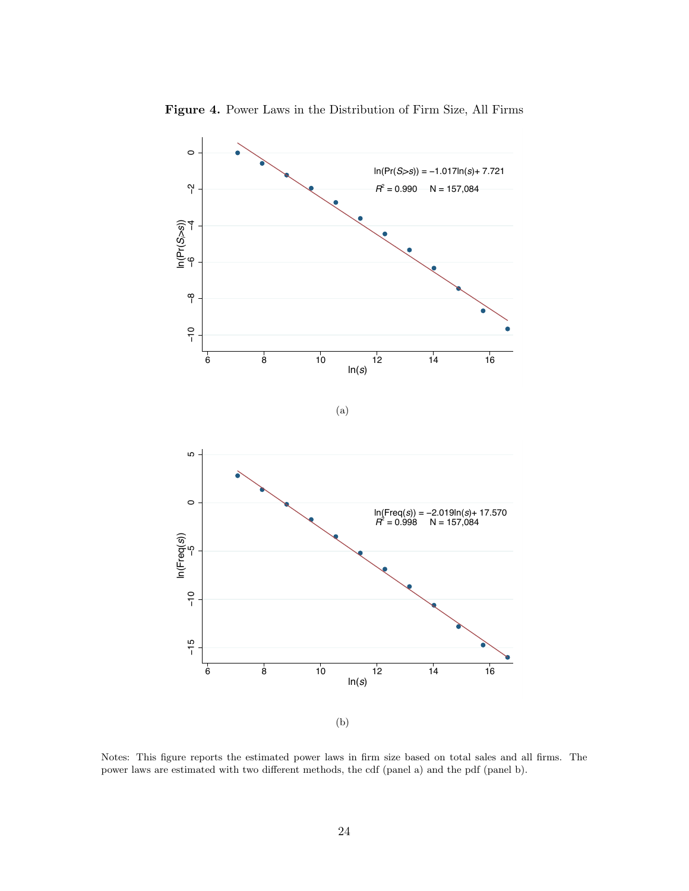**Figure 4.** Power Laws in the Distribution of Firm Size, All Firms

(a)

(b)

Notes: This figure reports the estimated power laws in firm size based on total sales and all firms. The power laws are estimated with two different methods, the cdf (panel a) and the pdf (panel b).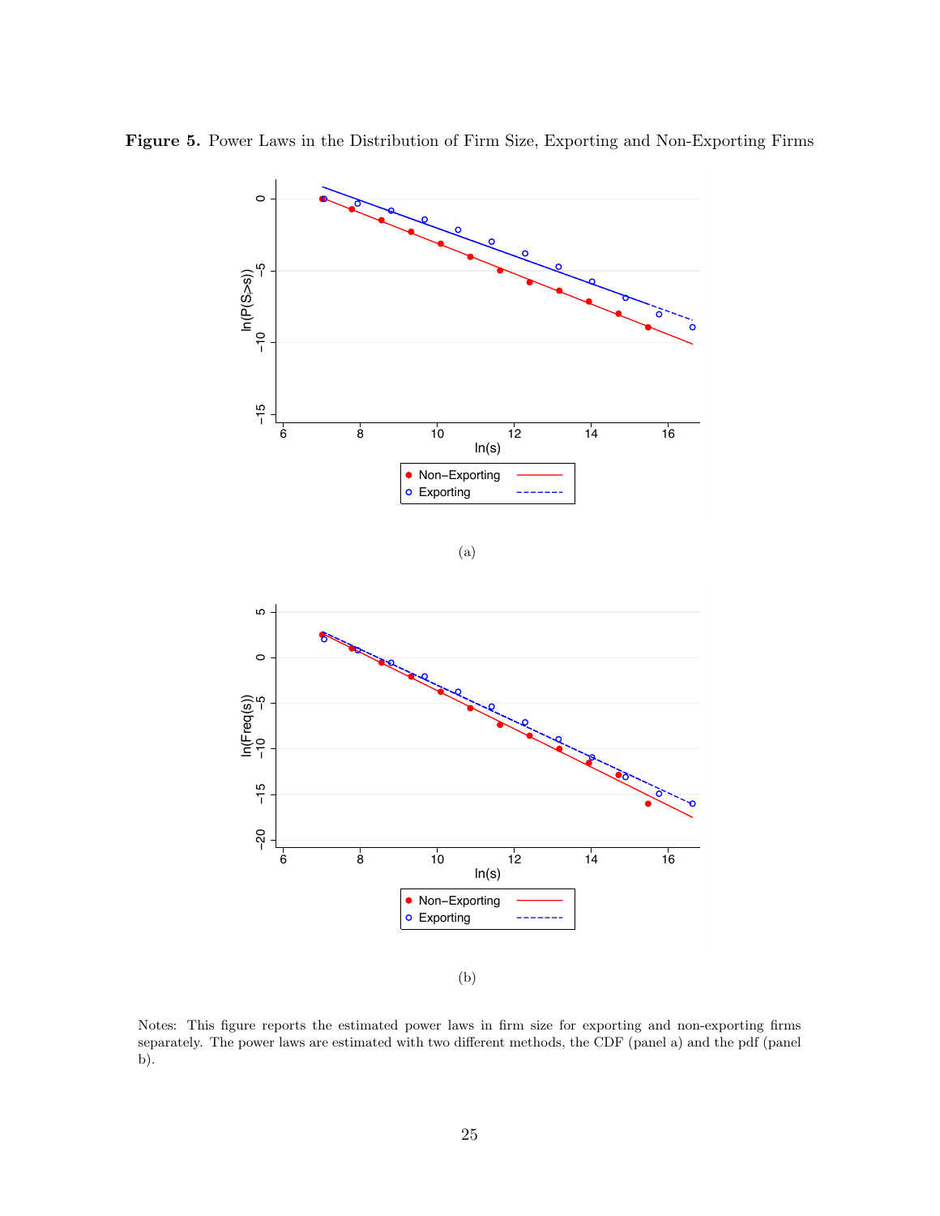**Figure 5.** Power Laws in the Distribution of Firm Size, Exporting and Non-Exporting Firms

(a)

(b)

Notes: This figure reports the estimated power laws in firm size for exporting and non-exporting firms separately. The power laws are estimated with two different methods, the CDF (panel a) and the pdf (panel b).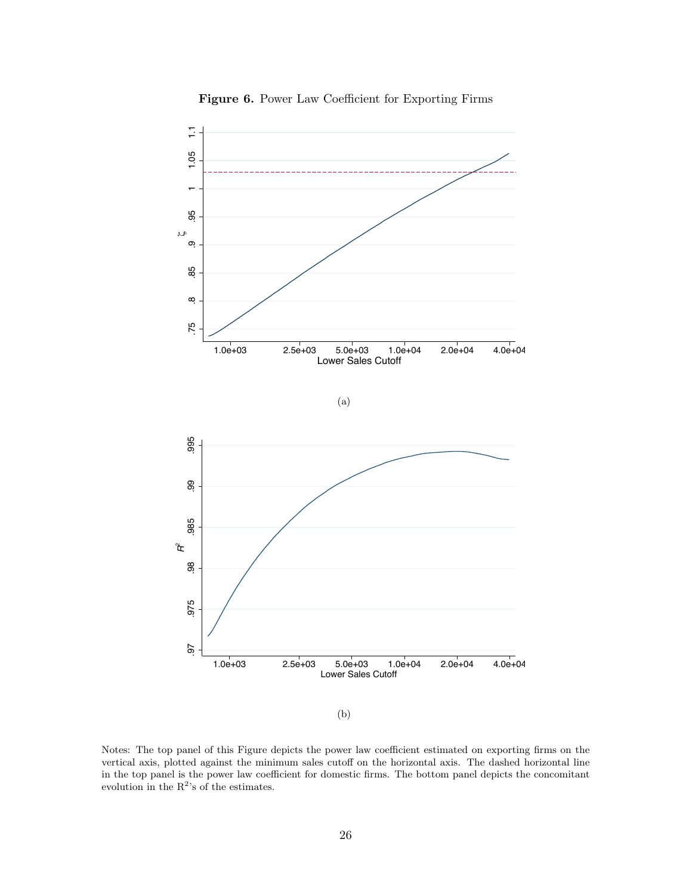**Figure 6.** Power Law Coefficient for Exporting Firms

(a)

(b)

Notes: The top panel of this Figure depicts the power law coefficient estimated on exporting firms on the vertical axis, plotted against the minimum sales cutoff on the horizontal axis. The dashed horizontal line in the top panel is the power law coefficient for domestic firms. The bottom panel depicts the concomitant evolution in the $R^2$'s of the estimates.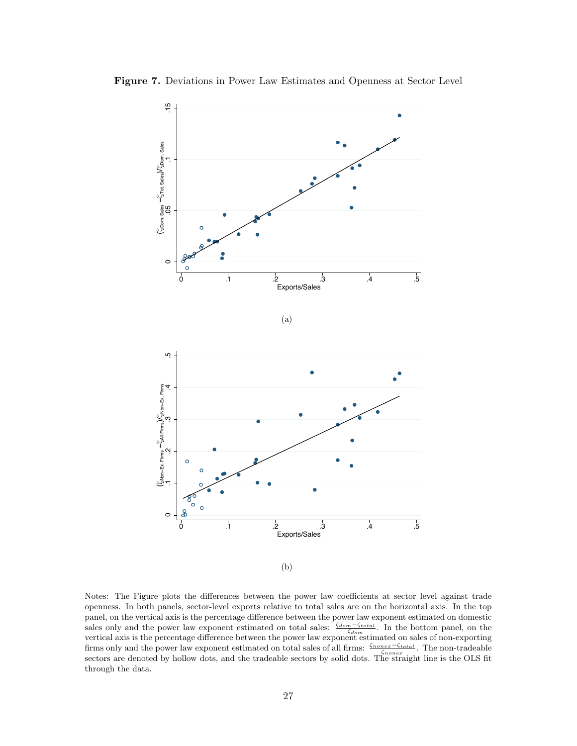**Figure 7.** Deviations in Power Law Estimates and Openness at Sector Level

(a)

(b)

Notes: The Figure plots the differences between the power law coefficients at sector level against trade openness. In both panels, sector-level exports relative to total sales are on the horizontal axis. In the top panel, on the vertical axis is the percentage difference between the power law exponent estimated on domestic sales only and the power law exponent estimated on total sales: $\frac{\zeta_{dom}-\zeta_{total}}{\zeta_{dom}}$. In the bottom panel, on the vertical axis is the percentage difference between the power law exponent estimated on sales of non-exporting firms only and the power law exponent estimated on total sales of all firms: $\frac{\zeta_{nonex}-\zeta_{total}}{\zeta_{nonex}}$. The non-tradeable sectors are denoted by hollow dots, and the tradeable sectors by solid dots. The straight line is the OLS fit through the data.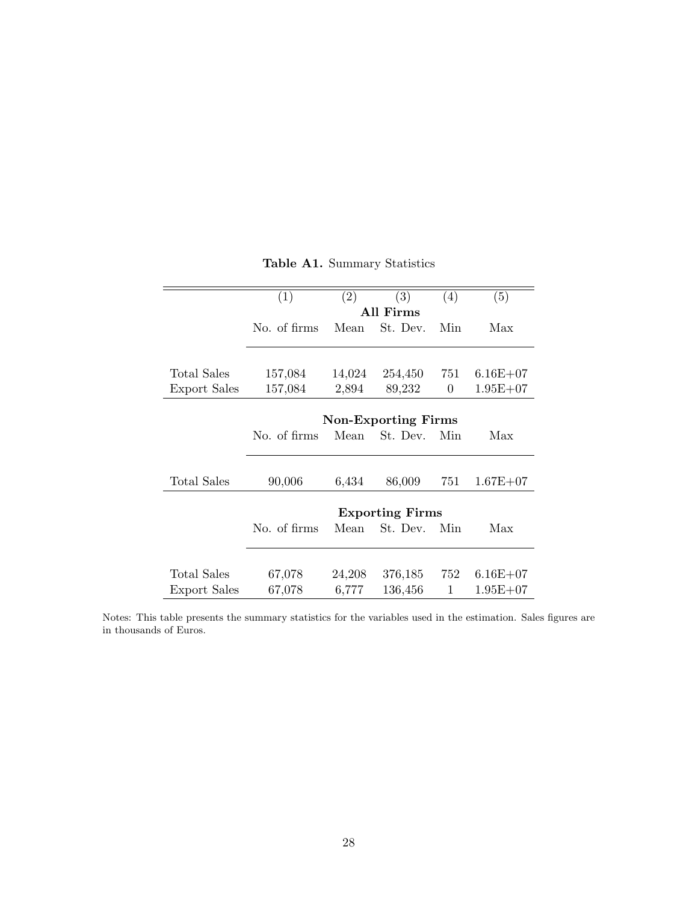**Table A1.** Summary Statistics

| | (1) | (2) | (3) | (4) | (5) |
|---|---|---|---|---|---|
| | **All Firms** | | | | |
| | No. of firms | Mean | St. Dev. | Min | Max |
| Total Sales | 157,084 | 14,024 | 254,450 | 751 | 6.16E+07 |
| Export Sales | 157,084 | 2,894 | 89,232 | 0 | 1.95E+07 |
| | **Non-Exporting Firms** | | | | |
| | No. of firms | Mean | St. Dev. | Min | Max |
| Total Sales | 90,006 | 6,434 | 86,009 | 751 | 1.67E+07 |
| | **Exporting Firms** | | | | |
| | No. of firms | Mean | St. Dev. | Min | Max |
| Total Sales | 67,078 | 24,208 | 376,185 | 752 | 6.16E+07 |
| Export Sales | 67,078 | 6,777 | 136,456 | 1 | 1.95E+07 |

Notes: This table presents the summary statistics for the variables used in the estimation. Sales figures are in thousands of Euros.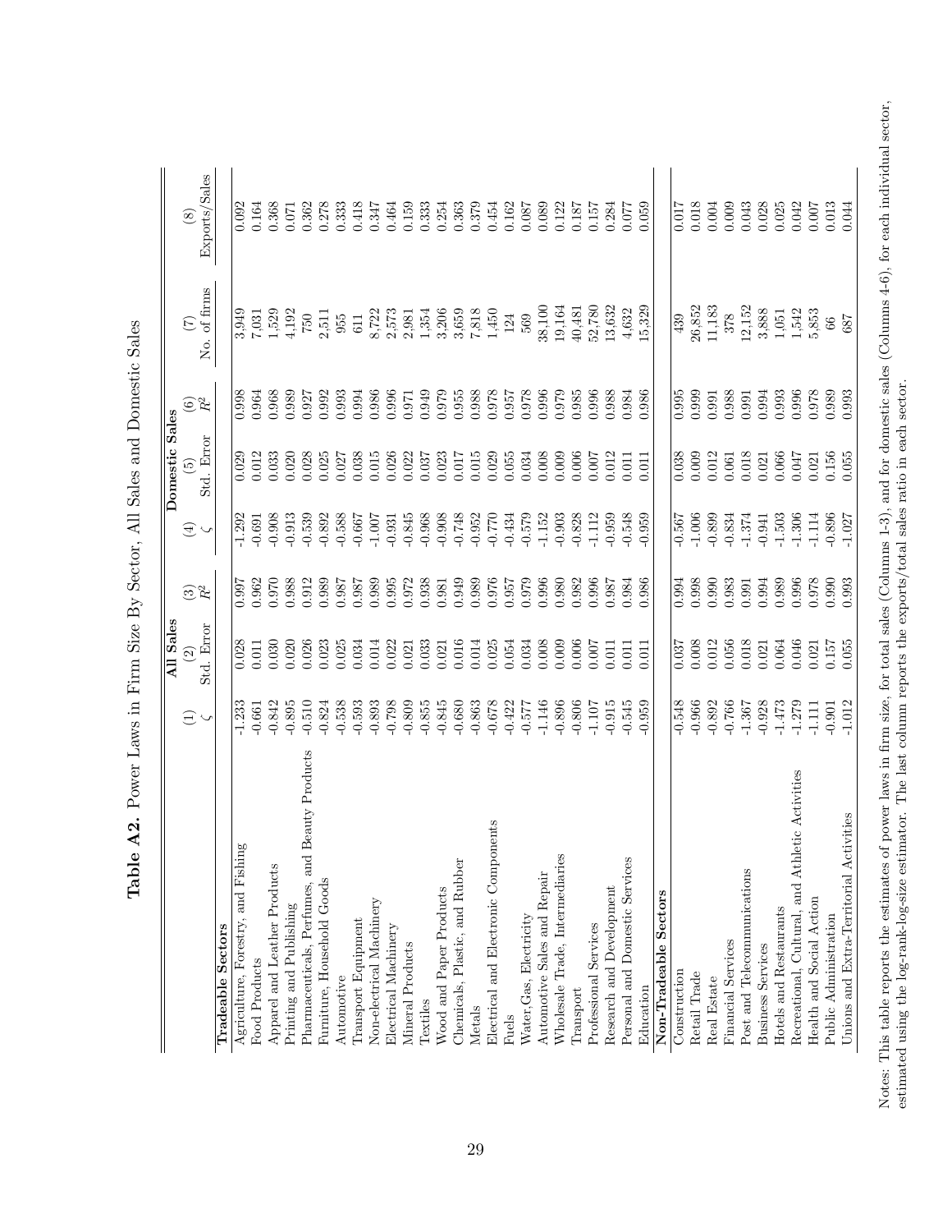**Table A2.** Power Laws in Firm Size By Sector, All Sales and Domestic Sales

| | All Sales | | | Domestic Sales | | | | |
|---|---|---|---|---|---|---|---|---|
| | (1) $\zeta$ | (2) Std. Error | (3) $R^2$ | (4) $\zeta$ | (5) Std. Error | (6) $R^2$ | (7) No. of firms | (8) Exports/Sales |
| **Tradeable Sectors** | | | | | | | | |
| Agriculture, Forestry, and Fishing | -1.233 | 0.028 | 0.997 | -1.292 | 0.029 | 0.998 | 3,949 | 0.092 |
| Food Products | -0.661 | 0.011 | 0.962 | -0.691 | 0.012 | 0.964 | 7,031 | 0.164 |
| Apparel and Leather Products | -0.842 | 0.030 | 0.970 | -0.908 | 0.033 | 0.968 | 1,529 | 0.368 |
| Printing and Publishing | -0.895 | 0.020 | 0.988 | -0.913 | 0.020 | 0.989 | 4,192 | 0.071 |
| Pharmaceuticals, Perfumes, and Beauty Products | -0.510 | 0.026 | 0.912 | -0.539 | 0.028 | 0.927 | 750 | 0.362 |
| Furniture, Household Goods | -0.824 | 0.023 | 0.989 | -0.892 | 0.025 | 0.992 | 2,511 | 0.278 |
| Automotive | -0.538 | 0.025 | 0.987 | -0.588 | 0.027 | 0.993 | 955 | 0.333 |
| Transport Equipment | -0.593 | 0.034 | 0.987 | -0.667 | 0.038 | 0.994 | 611 | 0.418 |
| Non-electrical Machinery | -0.893 | 0.014 | 0.989 | -1.007 | 0.015 | 0.986 | 8,722 | 0.347 |
| Electrical Machinery | -0.798 | 0.022 | 0.995 | -0.931 | 0.026 | 0.996 | 2,573 | 0.464 |
| Mineral Products | -0.809 | 0.021 | 0.972 | -0.845 | 0.022 | 0.971 | 2,981 | 0.159 |
| Textiles | -0.855 | 0.033 | 0.938 | -0.968 | 0.037 | 0.949 | 1,354 | 0.333 |
| Wood and Paper Products | -0.845 | 0.021 | 0.981 | -0.908 | 0.023 | 0.979 | 3,206 | 0.254 |
| Chemicals, Plastic, and Rubber | -0.680 | 0.016 | 0.949 | -0.748 | 0.017 | 0.955 | 3,659 | 0.363 |
| Metals | -0.863 | 0.014 | 0.989 | -0.952 | 0.015 | 0.988 | 7,818 | 0.379 |
| Electrical and Electronic Components | -0.678 | 0.025 | 0.976 | -0.770 | 0.029 | 0.978 | 1,450 | 0.454 |
| Fuels | -0.422 | 0.054 | 0.957 | -0.434 | 0.055 | 0.957 | 124 | 0.162 |
| Water, Gas, Electricity | -0.577 | 0.034 | 0.979 | -0.579 | 0.034 | 0.978 | 569 | 0.087 |
| Automotive Sales and Repair | -1.146 | 0.008 | 0.996 | -1.152 | 0.008 | 0.996 | 38,100 | 0.089 |
| Wholesale Trade, Intermediaries | -0.896 | 0.009 | 0.980 | -0.903 | 0.009 | 0.979 | 19,164 | 0.122 |
| Transport | -0.806 | 0.006 | 0.982 | -0.828 | 0.006 | 0.985 | 40,481 | 0.187 |
| Professional Services | -1.107 | 0.007 | 0.996 | -1.112 | 0.007 | 0.996 | 52,780 | 0.157 |
| Research and Development | -0.915 | 0.011 | 0.987 | -0.959 | 0.012 | 0.988 | 13,632 | 0.284 |
| Personal and Domestic Services | -0.545 | 0.011 | 0.984 | -0.548 | 0.011 | 0.984 | 4,632 | 0.077 |
| Education | -0.959 | 0.011 | 0.986 | -0.959 | 0.011 | 0.986 | 15,329 | 0.059 |
| **Non-Tradeable Sectors** | | | | | | | | |
| Construction | -0.548 | 0.037 | 0.994 | -0.567 | 0.038 | 0.995 | 439 | 0.017 |
| Retail Trade | -0.966 | 0.008 | 0.998 | -1.006 | 0.009 | 0.999 | 26,852 | 0.018 |
| Real Estate | -0.892 | 0.012 | 0.990 | -0.899 | 0.012 | 0.991 | 11,183 | 0.004 |
| Financial Services | -0.766 | 0.056 | 0.983 | -0.834 | 0.061 | 0.988 | 378 | 0.009 |
| Post and Telecommunications | -1.367 | 0.018 | 0.991 | -1.374 | 0.018 | 0.991 | 12,152 | 0.043 |
| Business Services | -0.928 | 0.021 | 0.994 | -0.941 | 0.021 | 0.994 | 3,888 | 0.028 |
| Hotels and Restaurants | -1.473 | 0.064 | 0.989 | -1.503 | 0.066 | 0.993 | 1,051 | 0.025 |
| Recreational, Cultural, and Athletic Activities | -1.279 | 0.046 | 0.996 | -1.306 | 0.047 | 0.996 | 1,542 | 0.042 |
| Health and Social Action | -1.111 | 0.021 | 0.978 | -1.114 | 0.021 | 0.978 | 5,853 | 0.007 |
| Public Administration | -0.901 | 0.157 | 0.990 | -0.896 | 0.156 | 0.989 | 66 | 0.013 |
| Unions and Extra-Territorial Activities | -1.012 | 0.055 | 0.993 | -1.027 | 0.055 | 0.993 | 687 | 0.044 |

Notes: This table reports the estimates of power laws in firm size, for total sales (Columns 1-3), and for domestic sales (Columns 4-6), for each individual sector, estimated using the log-rank-log-size estimator. The last column reports the exports/total sales ratio in each sector.